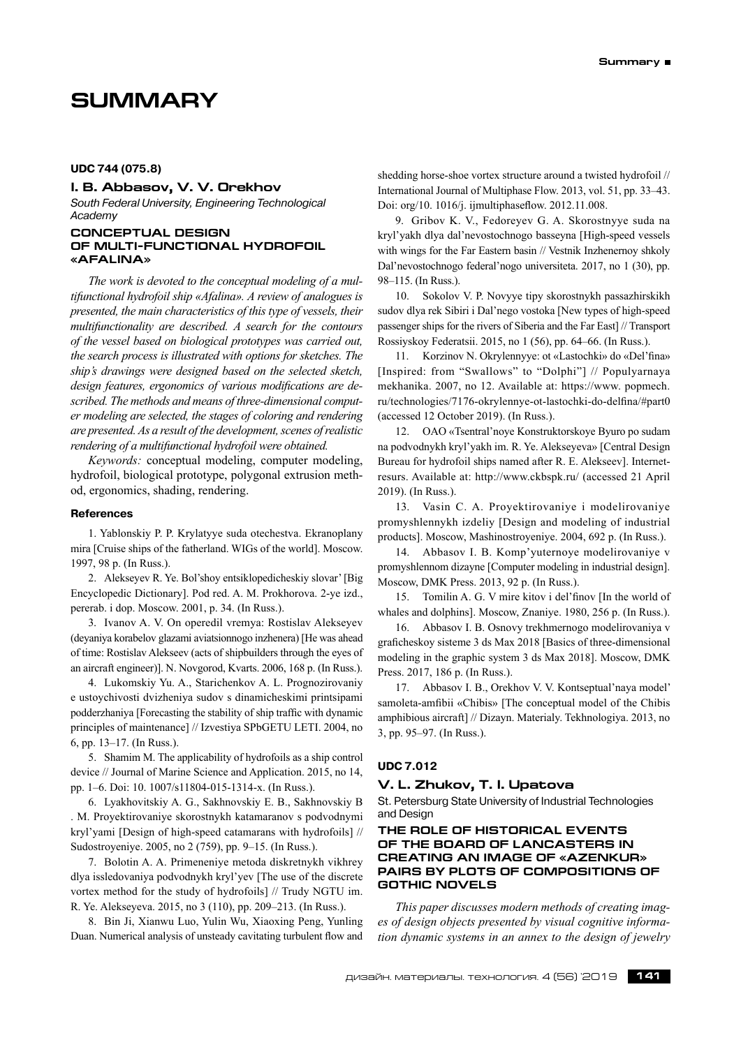# SUMMARY

**UDC 744 (075.8)**

### I. B. Abbasov, V. V. Orekhov

*South Federal University, Engineering Technological Academy*

### CONCEPTUAL DESIGN OF MULTI-FUNCTIONAL HYDROFOIL «AFALINA»

*The work is devoted to the conceptual modeling of a multifunctional hydrofoil ship «Afalina». A review of analogues is presented, the main characteristics of this type of vessels, their multifunctionality are described. A search for the contours of the vessel based on biological prototypes was carried out, the search process is illustrated with options for sketches. The ship's drawings were designed based on the selected sketch, design features, ergonomics of various modifications are described. The methods and means of three-dimensional computer modeling are selected, the stages of coloring and rendering are presented. As a result of the development, scenes of realistic rendering of a multifunctional hydrofoil were obtained.*

*Keywords:* conceptual modeling, computer modeling, hydrofoil, biological prototype, polygonal extrusion method, ergonomics, shading, rendering.

#### References

1. Yablonskiy P. P. Krylatyye suda otechestva. Ekranoplany mira [Cruise ships of the fatherland. WIGs of the world]. Moscow. 1997, 98 p. (In Russ.).

2. Alekseyev R. Ye. Bol'shoy entsiklopedicheskiy slovar' [Big Encyclopedic Dictionary]. Pod red. A. M. Prokhorova. 2-ye izd., pererab. i dop. Moscow. 2001, p. 34. (In Russ.).

3. Ivanov A. V. On operedil vremya: Rostislav Alekseyev (deyaniya korabelov glazami aviatsionnogo inzhenera) [He was ahead of time: Rostislav Alekseev (acts of shipbuilders through the eyes of an aircraft engineer)]. N. Novgorod, Kvarts. 2006, 168 p. (In Russ.).

4. Lukomskiy Yu. A., Starichenkov A. L. Prognozirovaniy e ustoychivosti dvizheniya sudov s dinamicheskimi printsipami podderzhaniya [Forecasting the stability of ship traffic with dynamic principles of maintenance] // Izvestiya SPbGETU LETI. 2004, no 6, pp. 13–17. (In Russ.).

5. Shamim M. The applicability of hydrofoils as a ship control device // Journal of Marine Science and Application. 2015, no 14, pp. 1–6. Doi: 10. 1007/s11804-015-1314-x. (In Russ.).

6. Lyakhovitskiy A. G., Sakhnovskiy E. B., Sakhnovskiy B . M. Proyektirovaniye skorostnykh katamaranov s podvodnymi kryl'yami [Design of high-speed catamarans with hydrofoils] // Sudostroyeniye. 2005, no 2 (759), pp. 9–15. (In Russ.).

7. Bolotin A. A. Primeneniye metoda diskretnykh vikhrey dlya issledovaniya podvodnykh kryl'yev [The use of the discrete vortex method for the study of hydrofoils] // Trudy NGTU im. R. Ye. Alekseyeva. 2015, no 3 (110), pp. 209–213. (In Russ.).

8. Bin Ji, Xianwu Luo, Yulin Wu, Xiaoxing Peng, Yunling Duan. Numerical analysis of unsteady cavitating turbulent flow and shedding horse-shoe vortex structure around a twisted hydrofoil // International Journal of Multiphase Flow. 2013, vol. 51, pp. 33–43. Doi: org/10. 1016/j. ijmultiphaseflow. 2012.11.008.

9. Gribov K. V., Fedoreyev G. A. Skorostnyye suda na kryl'yakh dlya dal'nevostochnogo basseyna [High-speed vessels with wings for the Far Eastern basin // Vestnik Inzhenernoy shkoly Dal'nevostochnogo federal'nogo universiteta. 2017, no 1 (30), pp. 98–115. (In Russ.).

10. Sokolov V. P. Novyye tipy skorostnykh passazhirskikh sudov dlya rek Sibiri i Dal'nego vostoka [New types of high-speed passenger ships for the rivers of Siberia and the Far East] // Transport Rossiyskoy Federatsii. 2015, no 1 (56), pp. 64–66. (In Russ.).

11. Korzinov N. Okrylennyye: ot «Lastochki» do «Del'fina» [Inspired: from "Swallows" to "Dolphi"] // Populyarnaya mekhanika. 2007, no 12. Available at: https://www. popmech. ru/technologies/7176-okrylennye-ot-lastochki-do-delfina/#part0 (accessed 12 October 2019). (In Russ.).

12. OAO «Tsentral'noye Konstruktorskoye Byuro po sudam na podvodnykh kryl'yakh im. R. Ye. Alekseyeva» [Central Design Bureau for hydrofoil ships named after R. E. Alekseev]. Internet-resurs. Available at: http://www.ckbspk.ru/ (accessed 21 April 2019). (In Russ.).

13. Vasin C. A. Proyektirovaniye i modelirovaniye promyshlennykh izdeliy [Design and modeling of industrial products]. Moscow, Mashinostroyeniye. 2004, 692 p. (In Russ.).

14. Abbasov I. B. Komp'yuternoye modelirovaniye v promyshlennom dizayne [Computer modeling in industrial design]. Moscow, DMK Press. 2013, 92 p. (In Russ.).

15. Tomilin A. G. V mire kitov i del'finov [In the world of whales and dolphins]. Moscow, Znaniye. 1980, 256 p. (In Russ.).

16. Abbasov I. B. Osnovy trekhmernogo modelirovaniya v graficheskoy sisteme 3 ds Max 2018 [Basics of three-dimensional modeling in the graphic system 3 ds Max 2018]. Moscow, DMK Press. 2017, 186 p. (In Russ.).

17. Abbasov I. B., Orekhov V. V. Kontseptual'naya model' samoleta-amfibii «Chibis» [The conceptual model of the Chibis amphibious aircraft] // Dizayn. Materialy. Tekhnologiya. 2013, no 3, pp. 95–97. (In Russ.).

**UDC 7.012**

### V. L. Zhukov, T. I. Upatova

St. Petersburg State University of Industrial Technologies and Design

### THE ROLE OF HISTORICAL EVENTS OF THE BOARD OF LANCASTERS IN CREATING AN IMAGE OF «AZENKUR» PAIRS BY PLOTS OF COMPOSITIONS OF GOTHIC NOVELS

*This paper discusses modern methods of creating images of design objects presented by visual cognitive information dynamic systems in an annex to the design of jewelry*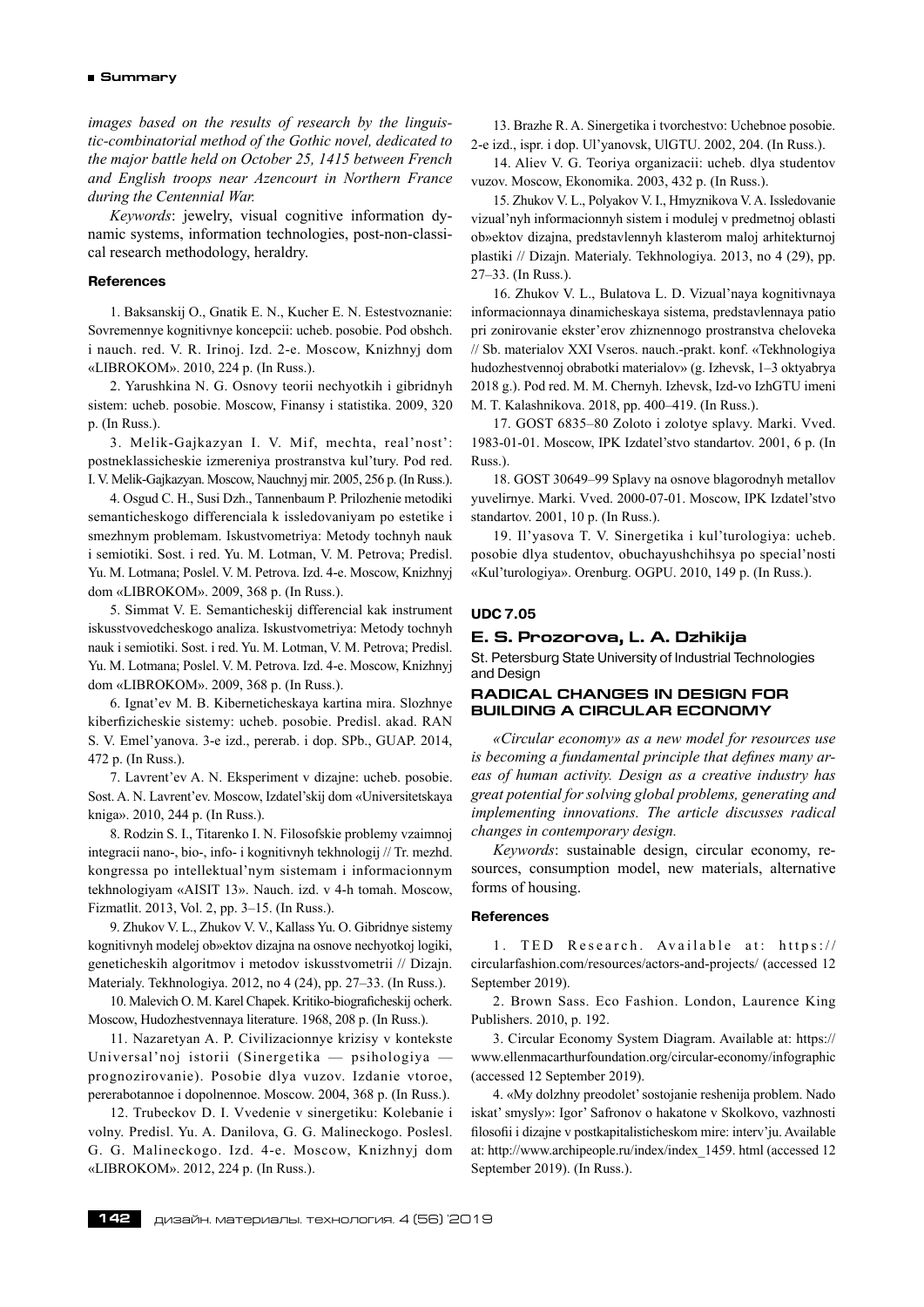*images based on the results of research by the linguistic-combinatorial method of the Gothic novel, dedicated to the major battle held on October 25, 1415 between French and English troops near Azencourt in Northern France during the Centennial War.*

*Keywords*: jewelry, visual cognitive information dynamic systems, information technologies, post-non-classical research methodology, heraldry.

#### References

1. Baksanskij O., Gnatik E. N., Kucher E. N. Estestvoznanie: Sovremennye kognitivnye koncepcii: ucheb. posobie. Pod obshch. i nauch. red. V. R. Irinoj. Izd. 2-e. Moscow, Knizhnyj dom «LIBROKOM». 2010, 224 p. (In Russ.).

2. Yarushkina N. G. Osnovy teorii nechyotkih i gibridnyh sistem: ucheb. posobie. Moscow, Finansy i statistika. 2009, 320 p. (In Russ.).

3. Melik-Gajkazyan I. V. Mif, mechta, real'nost': postneklassicheskie izmereniya prostranstva kul'tury. Pod red. I. V. Melik-Gajkazyan. Moscow, Nauchnyj mir. 2005, 256 p. (In Russ.).

4. Osgud C. H., Susi Dzh., Tannenbaum P. Prilozhenie metodiki semanticheskogo differenciala k issledovaniyam po estetike i smezhnym problemam. Iskustvometriya: Metody tochnyh nauk i semiotiki. Sost. i red. Yu. M. Lotman, V. M. Petrova; Predisl. Yu. M. Lotmana; Poslel. V. M. Petrova. Izd. 4-e. Moscow, Knizhnyj dom «LIBROKOM». 2009, 368 p. (In Russ.).

5. Simmat V. E. Semanticheskij differencial kak instrument iskusstvovedcheskogo analiza. Iskustvometriya: Metody tochnyh nauk i semiotiki. Sost. i red. Yu. M. Lotman, V. M. Petrova; Predisl. Yu. M. Lotmana; Poslel. V. M. Petrova. Izd. 4-e. Moscow, Knizhnyj dom «LIBROKOM». 2009, 368 p. (In Russ.).

6. Ignat'ev M. B. Kiberneticheskaya kartina mira. Slozhnye kiberfizicheskie sistemy: ucheb. posobie. Predisl. akad. RAN S. V. Emel'yanova. 3-e izd., pererab. i dop. SPb., GUAP. 2014, 472 p. (In Russ.).

7. Lavrent'ev A. N. Eksperiment v dizajne: ucheb. posobie. Sost. A. N. Lavrent'ev. Moscow, Izdatel'skij dom «Universitetskaya kniga». 2010, 244 p. (In Russ.).

8. Rodzin S. I., Titarenko I. N. Filosofskie problemy vzaimnoj integracii nano-, bio-, info- i kognitivnyh tekhnologij // Tr. mezhd. kongressa po intellektual'nym sistemam i informacionnym tekhnologiyam «AISIT 13». Nauch. izd. v 4-h tomah. Moscow, Fizmatlit. 2013, Vol. 2, pp. 3–15. (In Russ.).

9. Zhukov V. L., Zhukov V. V., Kallass Yu. O. Gibridnye sistemy kognitivnyh modelej ob»ektov dizajna na osnove nechyotkoj logiki, geneticheskih algoritmov i metodov iskusstvometrii // Dizajn. Materialy. Tekhnologiya. 2012, no 4 (24), pp. 27–33. (In Russ.).

10. Malevich O. M. Karel Chapek. Kritiko-biograficheskij ocherk. Moscow, Hudozhestvennaya literature. 1968, 208 p. (In Russ.).

11. Nazaretyan A. P. Civilizacionnye krizisy v kontekste Universal'noj istorii (Sinergetika — psihologiya — prognozirovanie). Posobie dlya vuzov. Izdanie vtoroe, pererabotannoe i dopolnennoe. Moscow. 2004, 368 p. (In Russ.).

12. Trubeckov D. I. Vvedenie v sinergetiku: Kolebanie i volny. Predisl. Yu. A. Danilova, G. G. Malineckogo. Poslesl. G. G. Malineckogo. Izd. 4-e. Moscow, Knizhnyj dom «LIBROKOM». 2012, 224 p. (In Russ.).

13. Brazhe R. A. Sinergetika i tvorchestvo: Uchebnoe posobie. 2-e izd., ispr. i dop. Ul'yanovsk, UlGTU. 2002, 204. (In Russ.).

14. Aliev V. G. Teoriya organizacii: ucheb. dlya studentov vuzov. Moscow, Ekonomika. 2003, 432 p. (In Russ.).

15. Zhukov V. L., Polyakov V. I., Hmyznikova V. A. Issledovanie vizual'nyh informacionnyh sistem i modulej v predmetnoj oblasti ob»ektov dizajna, predstavlennyh klasterom maloj arhitekturnoj plastiki // Dizajn. Materialy. Tekhnologiya. 2013, no 4 (29), pp. 27–33. (In Russ.).

16. Zhukov V. L., Bulatova L. D. Vizual'naya kognitivnaya informacionnaya dinamicheskaya sistema, predstavlennaya patio pri zonirovanie ekster'erov zhiznennogo prostranstva cheloveka // Sb. materialov XXI Vseros. nauch.-prakt. konf. «Tekhnologiya hudozhestvennoj obrabotki materialov» (g. Izhevsk, 1–3 oktyabrya 2018 g.). Pod red. M. M. Chernyh. Izhevsk, Izd-vo IzhGTU imeni M. T. Kalashnikova. 2018, pp. 400–419. (In Russ.).

17. GOST 6835–80 Zoloto i zolotye splavy. Marki. Vved. 1983-01-01. Moscow, IPK Izdatel'stvo standartov. 2001, 6 p. (In Russ.).

18. GOST 30649–99 Splavy na osnove blagorodnyh metallov yuvelirnye. Marki. Vved. 2000-07-01. Moscow, IPK Izdatel'stvo standartov. 2001, 10 p. (In Russ.).

19. Il'yasova T. V. Sinergetika i kul'turologiya: ucheb. posobie dlya studentov, obuchayushchihsya po special'nosti «Kul'turologiya». Orenburg. OGPU. 2010, 149 p. (In Russ.).

**UDC 7.05**

**E. S. Prozorova, L. A. Dzhikija**

St. Petersburg State University of Industrial Technologies and Design

### RADICAL CHANGES IN DESIGN FOR BUILDING A CIRCULAR ECONOMY

*«Circular economy» as a new model for resources use is becoming a fundamental principle that defines many areas of human activity. Design as a creative industry has great potential for solving global problems, generating and implementing innovations. The article discusses radical changes in contemporary design.*

*Keywords*: sustainable design, circular economy, resources, consumption model, new materials, alternative forms of housing.

#### References

1. TED Research. Available at: https://circularfashion.com/resources/actors-and-projects/ (accessed 12 September 2019).

2. Brown Sass. Eco Fashion. London, Laurence King Publishers. 2010, p. 192.

3. Circular Economy System Diagram. Available at: https://www.ellenmacarthurfoundation.org/circular-economy/infographic (accessed 12 September 2019).

4. «My dolzhny preodolet' sostojanie reshenija problem. Nado iskat' smysly»: Igor' Safronov o hakatone v Skolkovo, vazhnosti filosofii i dizajne v postkapitalisticheskom mire: interv'ju. Available at: http://www.archipeople.ru/index/index_1459. html (accessed 12 September 2019). (In Russ.).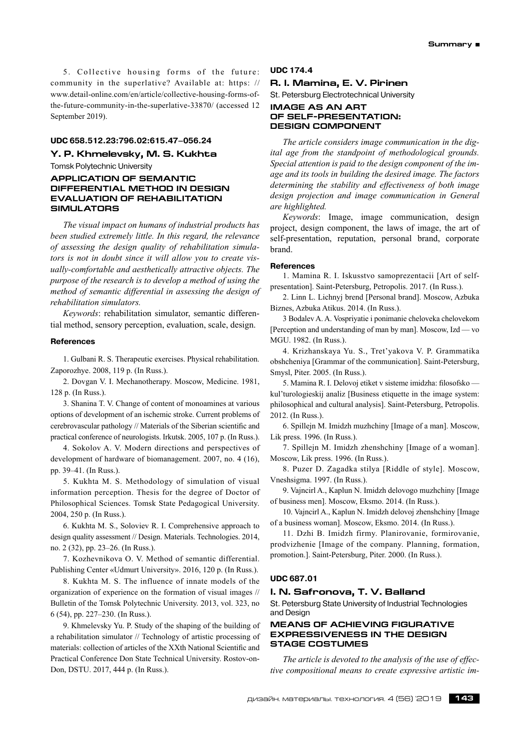5. Collective housing forms of the future: community in the superlative? Available at: https: // www.detail-online.com/en/article/collective-housing-forms-of-the-future-community-in-the-superlative-33870/ (accessed 12 September 2019).

**UDC 658.512.23:796.02:615.47–056.24**

**Y. P. Khmelevsky, M. S. Kukhta**

Tomsk Polytechnic University

## APPLICATION OF SEMANTIC DIFFERENTIAL METHOD IN DESIGN EVALUATION OF REHABILITATION SIMULATORS

*The visual impact on humans of industrial products has been studied extremely little. In this regard, the relevance of assessing the design quality of rehabilitation simulators is not in doubt since it will allow you to create visually-comfortable and aesthetically attractive objects. The purpose of the research is to develop a method of using the method of semantic differential in assessing the design of rehabilitation simulators.*

*Keywords*: rehabilitation simulator, semantic differential method, sensory perception, evaluation, scale, design.

### References

1. Gulbani R. S. Therapeutic exercises. Physical rehabilitation. Zaporozhye. 2008, 119 p. (In Russ.).

2. Dovgan V. I. Mechanotherapy. Moscow, Medicine. 1981, 128 p. (In Russ.).

3. Shanina T. V. Change of content of monoamines at various options of development of an ischemic stroke. Current problems of cerebrovascular pathology // Materials of the Siberian scientific and practical conference of neurologists. Irkutsk. 2005, 107 p. (In Russ.).

4. Sokolov A. V. Modern directions and perspectives of development of hardware of biomanagement. 2007, no. 4 (16), pp. 39–41. (In Russ.).

5. Kukhta M. S. Methodology of simulation of visual information perception. Thesis for the degree of Doctor of Philosophical Sciences. Tomsk State Pedagogical University. 2004, 250 p. (In Russ.).

6. Kukhta M. S., Soloviev R. I. Comprehensive approach to design quality assessment // Design. Materials. Technologies. 2014, no. 2 (32), pp. 23–26. (In Russ.).

7. Kozhevnikova O. V. Method of semantic differential. Publishing Center «Udmurt University». 2016, 120 p. (In Russ.).

8. Kukhta M. S. The influence of innate models of the organization of experience on the formation of visual images // Bulletin of the Tomsk Polytechnic University. 2013, vol. 323, no 6 (54), pp. 227–230. (In Russ.).

9. Khmelevsky Yu. P. Study of the shaping of the building of a rehabilitation simulator // Technology of artistic processing of materials: collection of articles of the XXth National Scientific and Practical Conference Don State Technical University. Rostov-on-Don, DSTU. 2017, 444 p. (In Russ.).

**UDC 174.4**

**R. I. Mamina, E. V. Pirinen**

St. Petersburg Electrotechnical University

## IMAGE AS AN ART OF SELF-PRESENTATION: DESIGN COMPONENT

*The article considers image communication in the digital age from the standpoint of methodological grounds. Special attention is paid to the design component of the image and its tools in building the desired image. The factors determining the stability and effectiveness of both image design projection and image communication in General are highlighted.*

*Keywords*: Image, image communication, design project, design component, the laws of image, the art of self-presentation, reputation, personal brand, corporate brand.

### References

1. Mamina R. I. Iskusstvo samoprezentacii [Art of self-presentation]. Saint-Petersburg, Petropolis. 2017. (In Russ.).

2. Linn L. Lichnyj brend [Personal brand]. Moscow, Azbuka Biznes, Azbuka Atikus. 2014. (In Russ.).

3 Bodalev A. A. Vospriyatie i ponimanie cheloveka chelovekom [Perception and understanding of man by man]. Moscow, Izd — vo MGU. 1982. (In Russ.).

4. Krizhanskaya Yu. S., Tret'yakova V. P. Grammatika obshcheniya [Grammar of the communication]. Saint-Petersburg, Smysl, Piter. 2005. (In Russ.).

5. Mamina R. I. Delovoj etiket v sisteme imidzha: filosofsko — kul'turologieskij analiz [Business etiquette in the image system: philosophical and cultural analysis]. Saint-Petersburg, Petropolis. 2012. (In Russ.).

6. Spillejn M. Imidzh muzhchiny [Image of a man]. Moscow, Lik press. 1996. (In Russ.).

7. Spillejn M. Imidzh zhenshchiny [Image of a woman]. Moscow, Lik press. 1996. (In Russ.).

8. Puzer D. Zagadka stilya [Riddle of style]. Moscow, Vneshsigma. 1997. (In Russ.).

9. Vajncirl A., Kaplun N. Imidzh delovogo muzhchiny [Image of business men]. Moscow, Eksmo. 2014. (In Russ.).

10. Vajncirl A., Kaplun N. Imidzh delovoj zhenshchiny [Image of a business woman]. Moscow, Eksmo. 2014. (In Russ.).

11. Dzhi B. Imidzh firmy. Planirovanie, formirovanie, prodvizhenie [Image of the company. Planning, formation, promotion.]. Saint-Petersburg, Piter. 2000. (In Russ.).

**UDC 687.01**

**I. N. Safronova, T. V. Balland**

St. Petersburg State University of Industrial Technologies and Design

## MEANS OF ACHIEVING FIGURATIVE EXPRESSIVENESS IN THE DESIGN STAGE COSTUMES

*The article is devoted to the analysis of the use of effective compositional means to create expressive artistic im-*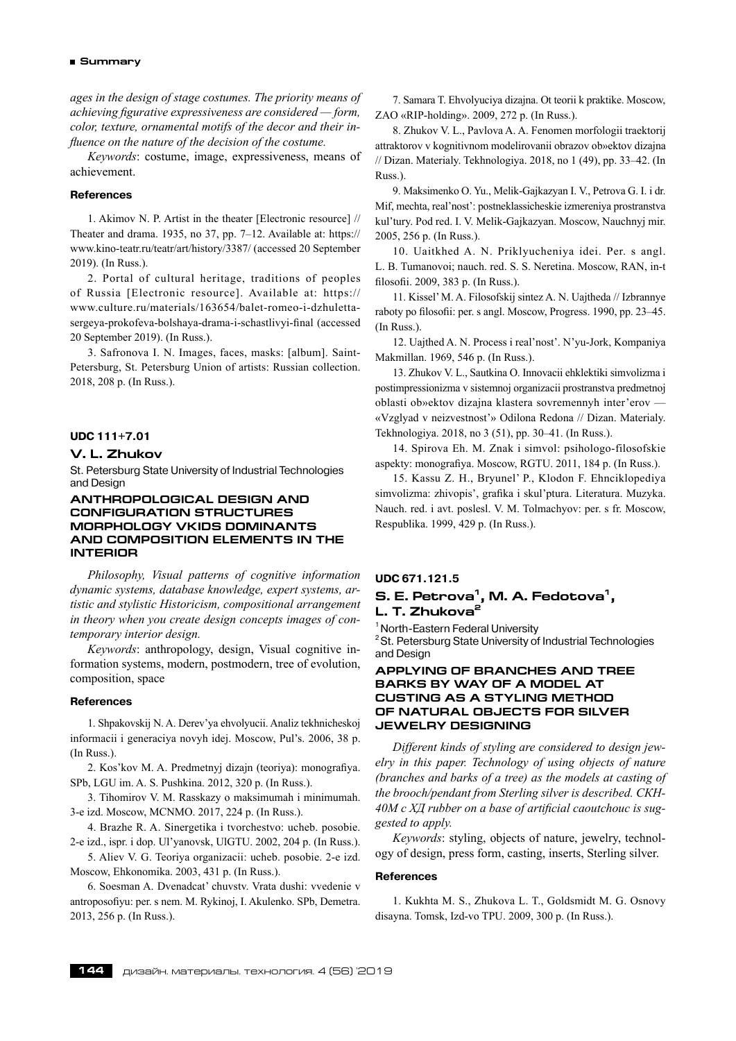*ages in the design of stage costumes. The priority means of achieving figurative expressiveness are considered — form, color, texture, ornamental motifs of the decor and their influence on the nature of the decision of the costume.*

*Keywords*: costume, image, expressiveness, means of achievement.

#### References

1. Akimov N. P. Artist in the theater [Electronic resource] // Theater and drama. 1935, no 37, pp. 7–12. Available at: https://www.kino-teatr.ru/teatr/art/history/3387/ (accessed 20 September 2019). (In Russ.).

2. Portal of cultural heritage, traditions of peoples of Russia [Electronic resource]. Available at: https://www.culture.ru/materials/163654/balet-romeo-i-dzhulettasergeya-prokofeva-bolshaya-drama-i-schastlivyi-final (accessed 20 September 2019). (In Russ.).

3. Safronova I. N. Images, faces, masks: [album]. Saint-Petersburg, St. Petersburg Union of artists: Russian collection. 2018, 208 p. (In Russ.).

#### UDC 111+7.01

### V. L. Zhukov

St. Petersburg State University of Industrial Technologies and Design

## ANTHROPOLOGICAL DESIGN AND CONFIGURATION STRUCTURES MORPHOLOGY VKIDS DOMINANTS AND COMPOSITION ELEMENTS IN THE INTERIOR

*Philosophy, Visual patterns of cognitive information dynamic systems, database knowledge, expert systems, artistic and stylistic Historicism, compositional arrangement in theory when you create design concepts images of contemporary interior design.*

*Keywords*: anthropology, design, Visual cognitive information systems, modern, postmodern, tree of evolution, composition, space

#### References

1. Shpakovskij N. A. Derev'ya ehvolyucii. Analiz tekhnicheskoj informacii i generaciya novyh idej. Moscow, Pul's. 2006, 38 p. (In Russ.).

2. Kos'kov M. A. Predmetnyj dizajn (teoriya): monografiya. SPb, LGU im. A. S. Pushkina. 2012, 320 p. (In Russ.).

3. Tihomirov V. M. Rasskazy o maksimumah i minimumah. 3-e izd. Moscow, MCNMO. 2017, 224 p. (In Russ.).

4. Brazhe R. A. Sinergetika i tvorchestvo: ucheb. posobie. 2-e izd., ispr. i dop. Ul'yanovsk, UlGTU. 2002, 204 p. (In Russ.).

5. Aliev V. G. Teoriya organizacii: ucheb. posobie. 2-e izd. Moscow, Ehkonomika. 2003, 431 p. (In Russ.).

6. Soesman A. Dvenadcat' chuvstv. Vrata dushi: vvedenie v antroposofiyu: per. s nem. M. Rykinoj, I. Akulenko. SPb, Demetra. 2013, 256 p. (In Russ.).

7. Samara T. Ehvolyuciya dizajna. Ot teorii k praktike. Moscow, ZAO «RIP-holding». 2009, 272 p. (In Russ.).

8. Zhukov V. L., Pavlova A. A. Fenomen morfologii traektorij attraktorov v kognitivnom modelirovanii obrazov ob»ektov dizajna // Dizan. Materialy. Tekhnologiya. 2018, no 1 (49), pp. 33–42. (In Russ.).

9. Maksimenko O. Yu., Melik-Gajkazyan I. V., Petrova G. I. i dr. Mif, mechta, real'nost': postneklassicheskie izmereniya prostranstva kul'tury. Pod red. I. V. Melik-Gajkazyan. Moscow, Nauchnyj mir. 2005, 256 p. (In Russ.).

10. Uaitkhed A. N. Priklyucheniya idei. Per. s angl. L. B. Tumanovoi; nauch. red. S. S. Neretina. Moscow, RAN, in-t filosofii. 2009, 383 p. (In Russ.).

11. Kissel' M. A. Filosofskij sintez A. N. Uajtheda // Izbrannye raboty po filosofii: per. s angl. Moscow, Progress. 1990, pp. 23–45. (In Russ.).

12. Uajthed A. N. Process i real'nost'. N'yu-Jork, Kompaniya Makmillan. 1969, 546 p. (In Russ.).

13. Zhukov V. L., Sautkina O. Innovacii ehklektiki simvolizma i postimpressionizma v sistemnoj organizacii prostranstva predmetnoj oblasti ob»ektov dizajna klastera sovremennyh inter'erov — «Vzglyad v neizvestnost'» Odilona Redona // Dizan. Materialy. Tekhnologiya. 2018, no 3 (51), pp. 30–41. (In Russ.).

14. Spirova Eh. M. Znak i simvol: psihologo-filosofskie aspekty: monografiya. Moscow, RGTU. 2011, 184 p. (In Russ.).

15. Kassu Z. H., Bryunel' P., Klodon F. Ehnciklopediya simvolizma: zhivopis', grafika i skul'ptura. Literatura. Muzyka. Nauch. red. i avt. poslesl. V. M. Tolmachyov: per. s fr. Moscow, Respublika. 1999, 429 p. (In Russ.).

#### UDC 671.121.5

### S. E. Petrova[1], M. A. Fedotova[1], L. T. Zhukova[2]

[1] North-Eastern Federal University
[2] St. Petersburg State University of Industrial Technologies and Design

## APPLYING OF BRANCHES AND TREE BARKS BY WAY OF A MODEL AT CUSTING AS A STYLING METHOD OF NATURAL OBJECTS FOR SILVER JEWELRY DESIGNING

*Different kinds of styling are considered to design jewelry in this paper. Technology of using objects of nature (branches and barks of a tree) as the models at casting of the brooch/pendant from Sterling silver is described. СКН-40М с ХД rubber on a base of artificial caoutchouc is suggested to apply.*

*Keywords*: styling, objects of nature, jewelry, technology of design, press form, casting, inserts, Sterling silver.

#### References

1. Kukhta M. S., Zhukova L. T., Goldsmidt M. G. Osnovy disayna. Tomsk, Izd-vo TPU. 2009, 300 p. (In Russ.).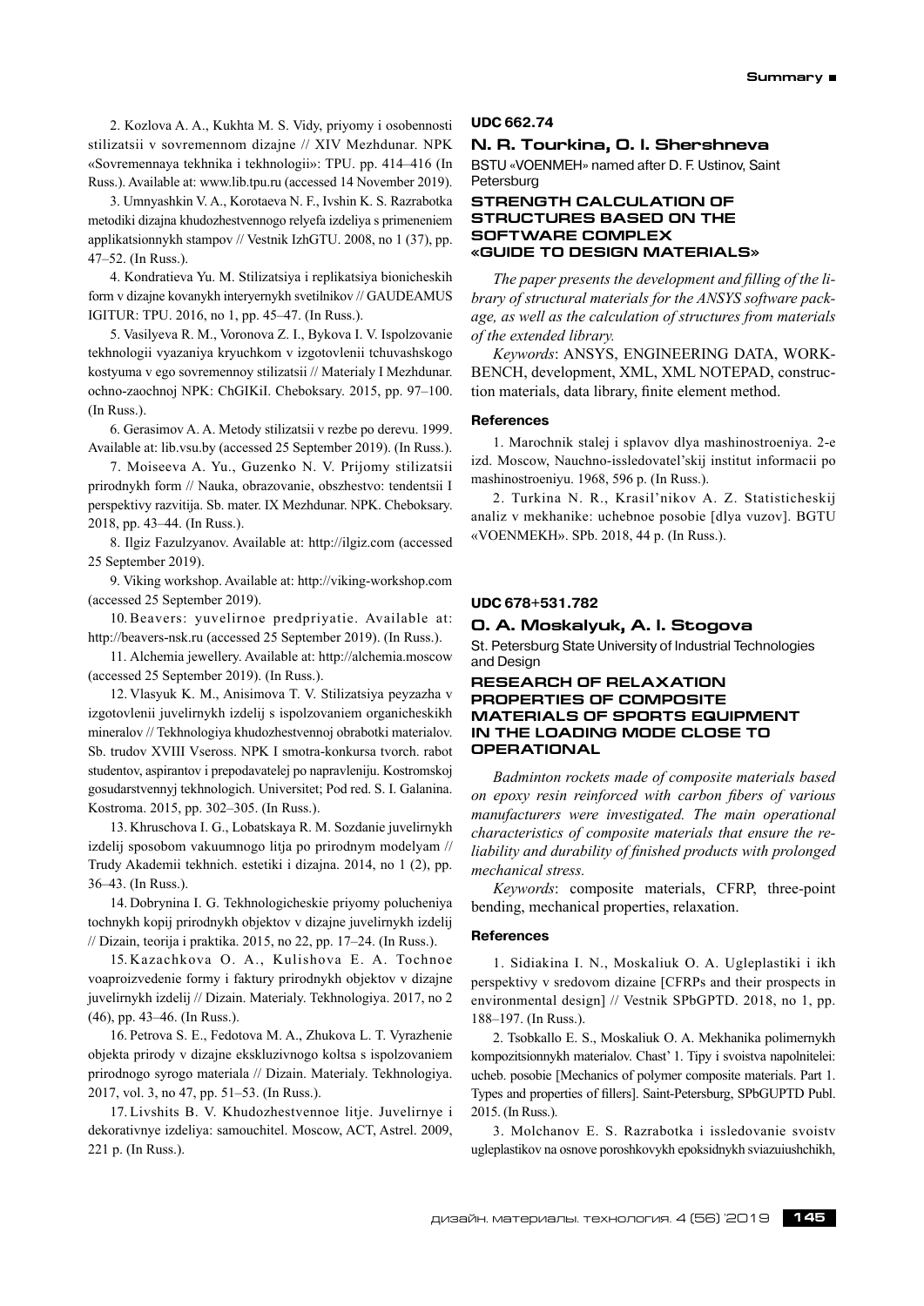2. Kozlova A. A., Kukhta M. S. Vidy, priyomy i osobennosti stilizatsii v sovremennom dizajne // XIV Mezhdunar. NPK «Sovremennaya tekhnika i tekhnologii»: TPU. pp. 414–416 (In Russ.). Available at: www.lib.tpu.ru (accessed 14 November 2019).

3. Umnyashkin V. A., Korotaeva N. F., Ivshin K. S. Razrabotka metodiki dizajna khudozhestvennogo relyefa izdeliya s primeneniem applikatsionnykh stampov // Vestnik IzhGTU. 2008, no 1 (37), pp. 47–52. (In Russ.).

4. Kondratieva Yu. M. Stilizatsiya i replikatsiya bionicheskih form v dizajne kovanykh interyernykh svetilnikov // GAUDEAMUS IGITUR: TPU. 2016, no 1, pp. 45–47. (In Russ.).

5. Vasilyeva R. M., Voronova Z. I., Bykova I. V. Ispolzovanie tekhnologii vyazaniya kryuchkom v izgotovlenii tchuvashskogo kostyuma v ego sovremennoy stilizatsii // Materialy I Mezhdunar. ochno-zaochnoj NPK: ChGIKiI. Cheboksary. 2015, pp. 97–100. (In Russ.).

6. Gerasimov A. A. Metody stilizatsii v rezbe po derevu. 1999. Available at: lib.vsu.by (accessed 25 September 2019). (In Russ.).

7. Moiseeva A. Yu., Guzenko N. V. Prijomy stilizatsii prirodnykh form // Nauka, obrazovanie, obszhestvo: tendentsii I perspektivy razvitija. Sb. mater. IX Mezhdunar. NPK. Cheboksary. 2018, pp. 43–44. (In Russ.).

8. Ilgiz Fazulzyanov. Available at: http://ilgiz.com (accessed 25 September 2019).

9. Viking workshop. Available at: http://viking-workshop.com (accessed 25 September 2019).

10. Beavers: yuvelirnoe predpriyatie. Available at: http://beavers-nsk.ru (accessed 25 September 2019). (In Russ.).

11. Alchemia jewellery. Available at: http://alchemia.moscow (accessed 25 September 2019). (In Russ.).

12. Vlasyuk K. M., Anisimova T. V. Stilizatsiya peyzazha v izgotovlenii juvelirnykh izdelij s ispolzovaniem organicheskikh mineralov // Tekhnologiya khudozhestvennoj obrabotki materialov. Sb. trudov XVIII Vseross. NPK I smotra-konkursa tvorch. rabot studentov, aspirantov i prepodavatelej po napravleniju. Kostromskoj gosudarstvennyj tekhnologich. Universitet; Pod red. S. I. Galanina. Kostroma. 2015, pp. 302–305. (In Russ.).

13. Khruschova I. G., Lobatskaya R. M. Sozdanie juvelirnykh izdelij sposobom vakuumnogo litja po prirodnym modelyam // Trudy Akademii tekhnich. estetiki i dizajna. 2014, no 1 (2), pp. 36–43. (In Russ.).

14. Dobrynina I. G. Tekhnologicheskie priyomy poluchenija tochnykh kopij prirodnykh objektov v dizajne juvelirnykh izdelij // Dizain, teorija i praktika. 2015, no 22, pp. 17–24. (In Russ.).

15. Kazachkova O. A., Kulishova E. A. Tochnoe voaproizvedenie formy i faktury prirodnykh objektov v dizajne juvelirnykh izdelij // Dizain. Materialy. Tekhnologiya. 2017, no 2 (46), pp. 43–46. (In Russ.).

16. Petrova S. E., Fedotova M. A., Zhukova L. T. Vyrazhenie objekta prirody v dizajne ekskluzivnogo koltsa s ispolzovaniem prirodnogo syrogo materiala // Dizain. Materialy. Tekhnologiya. 2017, vol. 3, no 47, pp. 51–53. (In Russ.).

17. Livshits B. V. Khudozhestvennoe litje. Juvelirnye i dekorativnye izdeliya: samouchitel. Moscow, ACT, Astrel. 2009, 221 p. (In Russ.).

**UDC 662.74**

**N. R. Tourkina, O. I. Shershneva**

BSTU «VOENMEH» named after D. F. Ustinov, Saint Petersburg

### STRENGTH CALCULATION OF STRUCTURES BASED ON THE SOFTWARE COMPLEX «GUIDE TO DESIGN MATERIALS»

*The paper presents the development and filling of the library of structural materials for the ANSYS software package, as well as the calculation of structures from materials of the extended library.*

*Keywords*: ANSYS, ENGINEERING DATA, WORKBENCH, development, XML, XML NOTEPAD, construction materials, data library, finite element method.

#### References

1. Marochnik stalej i splavov dlya mashinostroeniya. 2-e izd. Moscow, Nauchno-issledovatel'skij institut informacii po mashinostroeniyu. 1968, 596 p. (In Russ.).

2. Turkina N. R., Krasil'nikov A. Z. Statisticheskij analiz v mekhanike: uchebnoe posobie [dlya vuzov]. BGTU «VOENMEKH». SPb. 2018, 44 p. (In Russ.).

**UDC 678+531.782**

**O. A. Moskalyuk, A. I. Stogova**

St. Petersburg State University of Industrial Technologies and Design

### RESEARCH OF RELAXATION PROPERTIES OF COMPOSITE MATERIALS OF SPORTS EQUIPMENT IN THE LOADING MODE CLOSE TO OPERATIONAL

*Badminton rockets made of composite materials based on epoxy resin reinforced with carbon fibers of various manufacturers were investigated. The main operational characteristics of composite materials that ensure the reliability and durability of finished products with prolonged mechanical stress.*

*Keywords*: composite materials, CFRP, three-point bending, mechanical properties, relaxation.

#### References

1. Sidiakina I. N., Moskaliuk O. A. Ugleplastiki i ikh perspektivy v sredovom dizaine [CFRPs and their prospects in environmental design] // Vestnik SPbGPTD. 2018, no 1, pp. 188–197. (In Russ.).

2. Tsobkallo E. S., Moskaliuk O. A. Mekhanika polimernykh kompozitsionnykh materialov. Chast' 1. Tipy i svoistva napolnitelei: ucheb. posobie [Mechanics of polymer composite materials. Part 1. Types and properties of fillers]. Saint-Petersburg, SPbGUPTD Publ. 2015. (In Russ.).

3. Molchanov E. S. Razrabotka i issledovanie svoistv ugleplastikov na osnove poroshkovykh epoksidnykh sviazuiushchikh,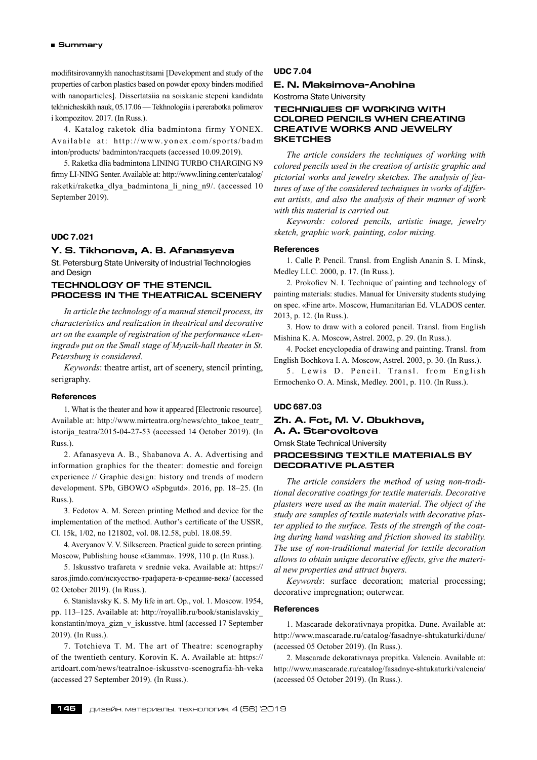modifitsirovannykh nanochastitsami [Development and study of the properties of carbon plastics based on powder epoxy binders modified with nanoparticles]. Dissertatsiia na soiskanie stepeni kandidata tekhnicheskikh nauk, 05.17.06 — Tekhnologiia i pererabotka polimerov i kompozitov. 2017. (In Russ.).

4. Katalog raketok dlia badmintona firmy YONEX. Available at: http://www.yonex.com/sports/badminton/products/ badminton/racquets (accessed 10.09.2019).

5. Raketka dlia badmintona LINING TURBO CHARGING N9 firmy LI-NING Senter. Available at: http://www.lining.center/catalog/raketki/raketka_dlya_badmintona_li_ning_n9/. (accessed 10 September 2019).

**UDC 7.021**

## Y. S. Tikhonova, A. B. Afanasyeva

St. Petersburg State University of Industrial Technologies and Design

### TECHNOLOGY OF THE STENCIL PROCESS IN THE THEATRICAL SCENERY

*In article the technology of a manual stencil process, its characteristics and realization in theatrical and decorative art on the example of registration of the performance «Leningrad» put on the Small stage of Myuzik-hall theater in St. Petersburg is considered.*

*Keywords*: theatre artist, art of scenery, stencil printing, serigraphy.

#### References

1. What is the theater and how it appeared [Electronic resource]. Available at: http://www.mirteatra.org/news/chto_takoe_teatr_istorija_teatra/2015-04-27-53 (accessed 14 October 2019). (In Russ.).

2. Afanasyeva A. B., Shabanova A. A. Advertising and information graphics for the theater: domestic and foreign experience // Graphic design: history and trends of modern development. SPb, GBOWO «Spbgutd». 2016, pp. 18–25. (In Russ.).

3. Fedotov A. M. Screen printing Method and device for the implementation of the method. Author's certificate of the USSR, Cl. 15k, 1/02, no 121802, vol. 08.12.58, publ. 18.08.59.

4. Averyanov V. V. Silkscreen. Practical guide to screen printing. Moscow, Publishing house «Gamma». 1998, 110 p. (In Russ.).

5. Iskusstvo trafareta v srednie veka. Available at: https://saros.jimdo.com/искусство-трафарета-в-средние-века/ (accessed 02 October 2019). (In Russ.).

6. Stanislavsky K. S. My life in art. Op., vol. 1. Moscow. 1954, pp. 113–125. Available at: http://royallib.ru/book/stanislavskiy_konstantin/moya_gizn_v_iskusstve. html (accessed 17 September 2019). (In Russ.).

7. Totchieva T. M. The art of Theatre: scenography of the twentieth century. Korovin K. A. Available at: https://artdoart.com/news/teatralnoe-iskusstvo-scenografia-hh-veka (accessed 27 September 2019). (In Russ.).

**UDC 7.04**

## E. N. Maksimova-Anohina

Kostroma State University

### TECHNIQUES OF WORKING WITH COLORED PENCILS WHEN CREATING CREATIVE WORKS AND JEWELRY SKETCHES

*The article considers the techniques of working with colored pencils used in the creation of artistic graphic and pictorial works and jewelry sketches. The analysis of features of use of the considered techniques in works of different artists, and also the analysis of their manner of work with this material is carried out.*

*Keywords: colored pencils, artistic image, jewelry sketch, graphic work, painting, color mixing.*

#### References

1. Calle P. Pencil. Transl. from English Ananin S. I. Minsk, Medley LLC. 2000, p. 17. (In Russ.).

2. Prokofiev N. I. Technique of painting and technology of painting materials: studies. Manual for University students studying on spec. «Fine art». Moscow, Humanitarian Ed. VLADOS center. 2013, p. 12. (In Russ.).

3. How to draw with a colored pencil. Transl. from English Mishina K. A. Moscow, Astrel. 2002, p. 29. (In Russ.).

4. Pocket encyclopedia of drawing and painting. Transl. from English Bochkova I. A. Moscow, Astrel. 2003, p. 30. (In Russ.).

5. Lewis D. Pencil. Transl. from English Ermochenko O. A. Minsk, Medley. 2001, p. 110. (In Russ.).

**UDC 687.03**

## Zh. A. Fot, M. V. Obukhova, A. A. Starovoitova

Omsk State Technical University

### PROCESSING TEXTILE MATERIALS BY DECORATIVE PLASTER

*The article considers the method of using non-traditional decorative coatings for textile materials. Decorative plasters were used as the main material. The object of the study are samples of textile materials with decorative plaster applied to the surface. Tests of the strength of the coating during hand washing and friction showed its stability. The use of non-traditional material for textile decoration allows to obtain unique decorative effects, give the material new properties and attract buyers.*

*Keywords*: surface decoration; material processing; decorative impregnation; outerwear.

#### References

1. Mascarade dekorativnaya propitka. Dune. Available at: http://www.mascarade.ru/catalog/fasadnye-shtukaturki/dune/ (accessed 05 October 2019). (In Russ.).

2. Mascarade dekorativnaya propitka. Valencia. Available at: http://www.mascarade.ru/catalog/fasadnye-shtukaturki/valencia/ (accessed 05 October 2019). (In Russ.).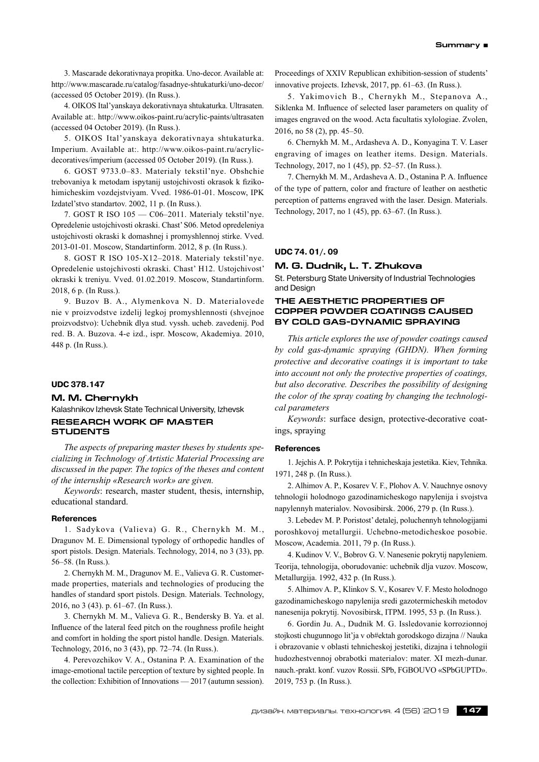3. Mascarade dekorativnaya propitka. Uno-decor. Available at: http://www.mascarade.ru/catalog/fasadnye-shtukaturki/uno-decor/ (accessed 05 October 2019). (In Russ.).

4. OIKOS Ital'yanskaya dekorativnaya shtukaturka. Ultrasaten. Available at:. http://www.oikos-paint.ru/acrylic-paints/ultrasaten (accessed 04 October 2019). (In Russ.).

5. OIKOS Ital'yanskaya dekorativnaya shtukaturka. Imperium. Available at:. http://www.oikos-paint.ru/acrylic-decoratives/imperium (accessed 05 October 2019). (In Russ.).

6. GOST 9733.0–83. Materialy tekstil'nye. Obshchie trebovaniya k metodam ispytanij ustojchivosti okrasok k fiziko-himicheskim vozdejstviyam. Vved. 1986-01-01. Moscow, IPK Izdatel'stvo standartov. 2002, 11 p. (In Russ.).

7. GOST R ISO 105 — C06–2011. Materialy tekstil'nye. Opredelenie ustojchivosti okraski. Chast' S06. Metod opredeleniya ustojchivosti okraski k domashnej i promyshlennoj stirke. Vved. 2013-01-01. Moscow, Standartinform. 2012, 8 p. (In Russ.).

8. GOST R ISO 105-X12–2018. Materialy tekstil'nye. Opredelenie ustojchivosti okraski. Chast' H12. Ustojchivost' okraski k treniyu. Vved. 01.02.2019. Moscow, Standartinform. 2018, 6 p. (In Russ.).

9. Buzov B. A., Alymenkova N. D. Materialovedenie v proizvodstve izdelij legkoj promyshlennosti (shvejnoe proizvodstvo): Uchebnik dlya stud. vyssh. ucheb. zavedenij. Pod red. B. A. Buzova. 4-e izd., ispr. Moscow, Akademiya. 2010, 448 p. (In Russ.).

**UDC 378.147**

## M. M. Chernykh

Kalashnikov Izhevsk State Technical University, Izhevsk

### RESEARCH WORK OF MASTER STUDENTS

*The aspects of preparing master theses by students specializing in Technology of Artistic Material Processing are discussed in the paper. The topics of the theses and content of the internship «Research work» are given.*

*Keywords*: research, master student, thesis, internship, educational standard.

#### References

1. Sadykova (Valieva) G. R., Chernykh M. M., Dragunov M. E. Dimensional typology of orthopedic handles of sport pistols. Design. Materials. Technology, 2014, no 3 (33), pp. 56–58. (In Russ.).

2. Chernykh M. M., Dragunov M. E., Valieva G. R. Customer-made properties, materials and technologies of producing the handles of standard sport pistols. Design. Materials. Technology, 2016, no 3 (43). p. 61–67. (In Russ.).

3. Chernykh M. M., Valieva G. R., Bendersky B. Ya. et al. Influence of the lateral feed pitch on the roughness profile height and comfort in holding the sport pistol handle. Design. Materials. Technology, 2016, no 3 (43), pp. 72–74. (In Russ.).

4. Perevozchikov V. A., Ostanina P. A. Examination of the image-emotional tactile perception of texture by sighted people. In the collection: Exhibition of Innovations — 2017 (autumn session). Proceedings of XXIV Republican exhibition-session of students' innovative projects. Izhevsk, 2017, pp. 61–63. (In Russ.).

5. Yakimovich B., Chernykh M., Stepanova A., Siklenka M. Influence of selected laser parameters on quality of images engraved on the wood. Acta facultatis xylologiae. Zvolen, 2016, no 58 (2), pp. 45–50.

6. Chernykh M. M., Ardasheva A. D., Konyagina T. V. Laser engraving of images on leather items. Design. Materials. Technology, 2017, no 1 (45), pp. 52–57. (In Russ.).

7. Chernykh M. M., Ardasheva A. D., Ostanina P. A. Influence of the type of pattern, color and fracture of leather on aesthetic perception of patterns engraved with the laser. Design. Materials. Technology, 2017, no 1 (45), pp. 63–67. (In Russ.).

**UDC 74. 01/. 09**

## M. G. Dudnik, L. T. Zhukova

St. Petersburg State University of Industrial Technologies and Design

### THE AESTHETIC PROPERTIES OF COPPER POWDER COATINGS CAUSED BY COLD GAS-DYNAMIC SPRAYING

*This article explores the use of powder coatings caused by cold gas-dynamic spraying (GHDN). When forming protective and decorative coatings it is important to take into account not only the protective properties of coatings, but also decorative. Describes the possibility of designing the color of the spray coating by changing the technological parameters*

*Keywords*: surface design, protective-decorative coatings, spraying

#### References

1. Jejchis A. P. Pokrytija i tehnicheskaja jestetika. Kiev, Tehnika. 1971, 248 p. (In Russ.).

2. Alhimov A. P., Kosarev V. F., Plohov A. V. Nauchnye osnovy tehnologii holodnogo gazodinamicheskogo napylenija i svojstva napylennyh materialov. Novosibirsk. 2006, 279 p. (In Russ.).

3. Lebedev M. P. Poristost' detalej, poluchennyh tehnologijami poroshkovoj metallurgii. Uchebno-metodicheskoe posobie. Moscow, Academia. 2011, 79 p. (In Russ.).

4. Kudinov V. V., Bobrov G. V. Nanesenie pokrytij napyleniem. Teorija, tehnologija, oborudovanie: uchebnik dlja vuzov. Moscow, Metallurgija. 1992, 432 p. (In Russ.).

5. Alhimov A. P., Klinkov S. V., Kosarev V. F. Mesto holodnogo gazodinamicheskogo napylenija sredi gazotermicheskih metodov nanesenija pokrytij. Novosibirsk, ITPM. 1995, 53 p. (In Russ.).

6. Gordin Ju. A., Dudnik M. G. Issledovanie korrozionnoj stojkosti chugunnogo lit'ja v ob#ektah gorodskogo dizajna // Nauka i obrazovanie v oblasti tehnicheskoj jestetiki, dizajna i tehnologii hudozhestvennoj obrabotki materialov: mater. XI mezh-dunar. nauch.-prakt. konf. vuzov Rossii. SPb, FGBOUVO «SPbGUPTD». 2019, 753 p. (In Russ.).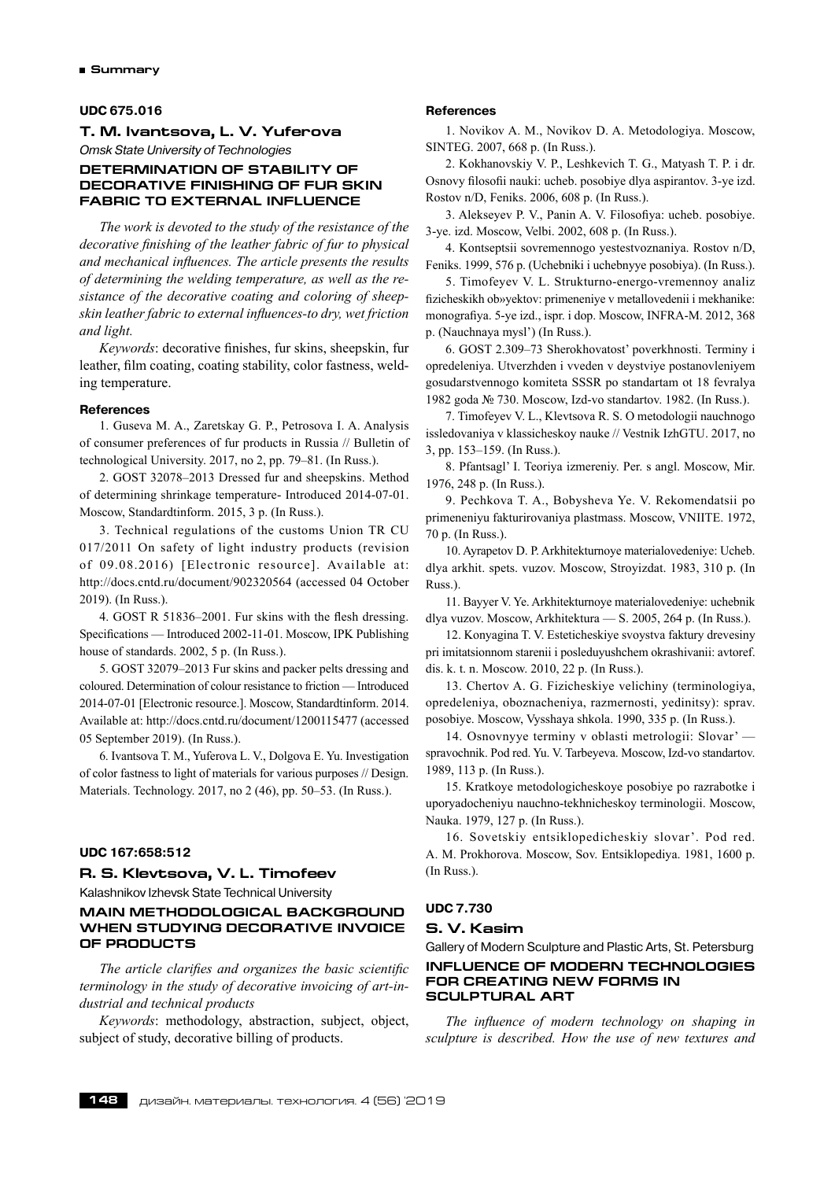UDC 675.016

### T. M. Ivantsova, L. V. Yuferova

*Omsk State University of Technologies*

## DETERMINATION OF STABILITY OF DECORATIVE FINISHING OF FUR SKIN FABRIC TO EXTERNAL INFLUENCE

*The work is devoted to the study of the resistance of the decorative finishing of the leather fabric of fur to physical and mechanical influences. The article presents the results of determining the welding temperature, as well as the resistance of the decorative coating and coloring of sheepskin leather fabric to external influences-to dry, wet friction and light.*

*Keywords*: decorative finishes, fur skins, sheepskin, fur leather, film coating, coating stability, color fastness, welding temperature.

**References**

1. Guseva M. A., Zaretskay G. P., Petrosova I. A. Analysis of consumer preferences of fur products in Russia // Bulletin of technological University. 2017, no 2, pp. 79–81. (In Russ.).

2. GOST 32078–2013 Dressed fur and sheepskins. Method of determining shrinkage temperature- Introduced 2014-07-01. Moscow, Standartinform. 2015, 3 p. (In Russ.).

3. Technical regulations of the customs Union TR CU 017/2011 On safety of light industry products (revision of 09.08.2016) [Electronic resource]. Available at: http://docs.cntd.ru/document/902320564 (accessed 04 October 2019). (In Russ.).

4. GOST R 51836–2001. Fur skins with the flesh dressing. Specifications — Introduced 2002-11-01. Moscow, IPK Publishing house of standards. 2002, 5 p. (In Russ.).

5. GOST 32079–2013 Fur skins and packer pelts dressing and coloured. Determination of colour resistance to friction — Introduced 2014-07-01 [Electronic resource.]. Moscow, Standartinform. 2014. Available at: http://docs.cntd.ru/document/1200115477 (accessed 05 September 2019). (In Russ.).

6. Ivantsova T. M., Yuferova L. V., Dolgova E. Yu. Investigation of color fastness to light of materials for various purposes // Design. Materials. Technology. 2017, no 2 (46), pp. 50–53. (In Russ.).

UDC 167:658:512

### R. S. Klevtsova, V. L. Timofeev

Kalashnikov Izhevsk State Technical University

## MAIN METHODOLOGICAL BACKGROUND WHEN STUDYING DECORATIVE INVOICE OF PRODUCTS

*The article clarifies and organizes the basic scientific terminology in the study of decorative invoicing of art-industrial and technical products*

*Keywords*: methodology, abstraction, subject, object, subject of study, decorative billing of products.

**References**

1. Novikov A. M., Novikov D. A. Metodologiya. Moscow, SINTEG. 2007, 668 p. (In Russ.).

2. Kokhanovskiy V. P., Leshkevich T. G., Matyash T. P. i dr. Osnovy filosofii nauki: ucheb. posobiye dlya aspirantov. 3-ye izd. Rostov n/D, Feniks. 2006, 608 p. (In Russ.).

3. Alekseyev P. V., Panin A. V. Filosofiya: ucheb. posobiye. 3-ye. izd. Moscow, Velbi. 2002, 608 p. (In Russ.).

4. Kontseptsii sovremennogo yestestvoznaniya. Rostov n/D, Feniks. 1999, 576 p. (Uchebniki i uchebnyye posobiya). (In Russ.).

5. Timofeyev V. L. Strukturno-energo-vremennoy analiz fizicheskikh ob»yektov: primeneniye v metallovedenii i mekhanike: monografiya. 5-ye izd., ispr. i dop. Moscow, INFRA-M. 2012, 368 p. (Nauchnaya mysl') (In Russ.).

6. GOST 2.309–73 Sherokhovatost' poverkhnosti. Terminy i opredeleniya. Utverzhden i vveden v deystviye postanovleniyem gosudarstvennogo komiteta SSSR po standartam ot 18 fevralya 1982 goda № 730. Moscow, Izd-vo standartov. 1982. (In Russ.).

7. Timofeyev V. L., Klevtsova R. S. O metodologii nauchnogo issledovaniya v klassicheskoy nauke // Vestnik IzhGTU. 2017, no 3, pp. 153–159. (In Russ.).

8. Pfantsagl' I. Teoriya izmereniy. Per. s angl. Moscow, Mir. 1976, 248 p. (In Russ.).

9. Pechkova T. A., Bobysheva Ye. V. Rekomendatsii po primeneniyu fakturirovaniya plastmass. Moscow, VNIITE. 1972, 70 p. (In Russ.).

10. Ayrapetov D. P. Arkhitekturnoye materialovedeniye: Ucheb. dlya arkhit. spets. vuzov. Moscow, Stroyizdat. 1983, 310 p. (In Russ.).

11. Bayyer V. Ye. Arkhitekturnoye materialovedeniye: uchebnik dlya vuzov. Moscow, Arkhitektura — S. 2005, 264 p. (In Russ.).

12. Konyagina T. V. Esteticheskiye svoystva faktury drevesiny pri imitatsionnom starenii i posleduyushchem okrashivanii: avtoref. dis. k. t. n. Moscow. 2010, 22 p. (In Russ.).

13. Chertov A. G. Fizicheskiye velichiny (terminologiya, opredeleniya, oboznacheniya, razmernosti, yedinitsy): sprav. posobiye. Moscow, Vysshaya shkola. 1990, 335 p. (In Russ.).

14. Osnovnyye terminy v oblasti metrologii: Slovar' — spravochnik. Pod red. Yu. V. Tarbeyeva. Moscow, Izd-vo standartov. 1989, 113 p. (In Russ.).

15. Kratkoye metodologicheskoye posobiye po razrabotke i uporyadocheniyu nauchno-tekhnicheskoy terminologii. Moscow, Nauka. 1979, 127 p. (In Russ.).

16. Sovetskiy entsiklopedicheskiy slovar'. Pod red. A. M. Prokhorova. Moscow, Sov. Entsiklopediya. 1981, 1600 p. (In Russ.).

UDC 7.730

### S. V. Kasim

Gallery of Modern Sculpture and Plastic Arts, St. Petersburg

## INFLUENCE OF MODERN TECHNOLOGIES FOR CREATING NEW FORMS IN SCULPTURAL ART

*The influence of modern technology on shaping in sculpture is described. How the use of new textures and*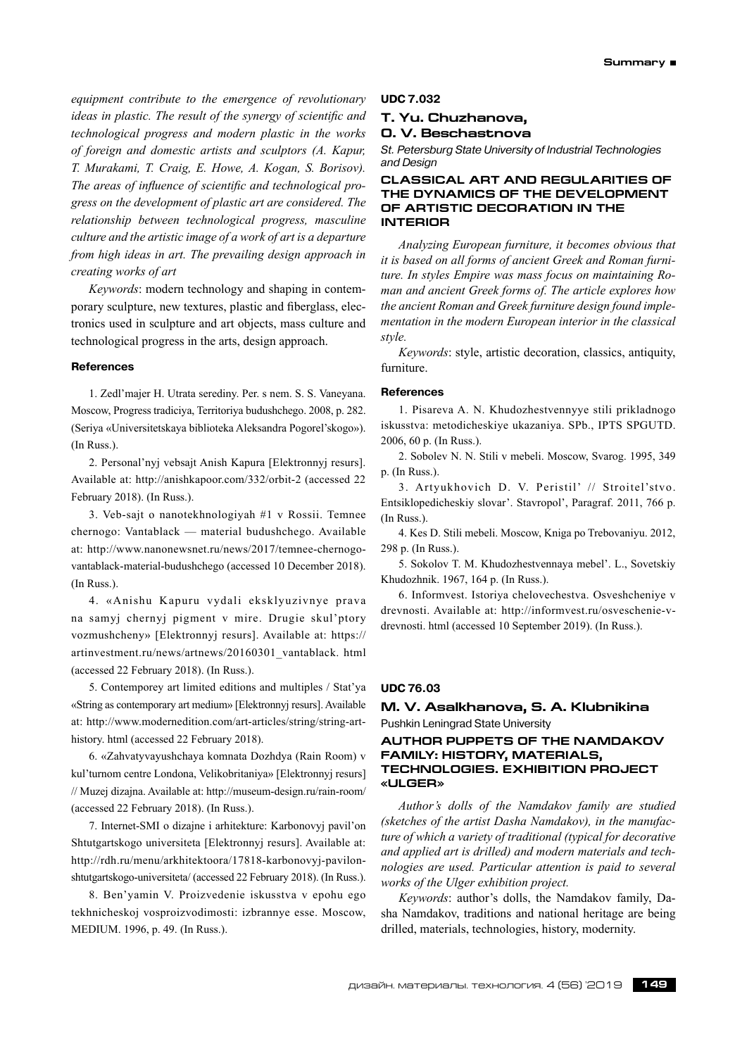*equipment contribute to the emergence of revolutionary ideas in plastic. The result of the synergy of scientific and technological progress and modern plastic in the works of foreign and domestic artists and sculptors (A. Kapur, T. Murakami, T. Craig, E. Howe, A. Kogan, S. Borisov). The areas of influence of scientific and technological progress on the development of plastic art are considered. The relationship between technological progress, masculine culture and the artistic image of a work of art is a departure from high ideas in art. The prevailing design approach in creating works of art*

*Keywords*: modern technology and shaping in contemporary sculpture, new textures, plastic and fiberglass, electronics used in sculpture and art objects, mass culture and technological progress in the arts, design approach.

#### References

1. Zedl'majer H. Utrata serediny. Per. s nem. S. S. Vaneyana. Moscow, Progress tradiciya, Territoriya budushchego. 2008, p. 282. (Seriya «Universitetskaya biblioteka Aleksandra Pogorel'skogo»). (In Russ.).

2. Personal'nyj vebsajt Anish Kapura [Elektronnyj resurs]. Available at: http://anishkapoor.com/332/orbit-2 (accessed 22 February 2018). (In Russ.).

3. Veb-sajt o nanotekhnologiyah #1 v Rossii. Temnee chernogo: Vantablack — material budushchego. Available at: http://www.nanonewsnet.ru/news/2017/temnee-chernogo-vantablack-material-budushchego (accessed 10 December 2018). (In Russ.).

4. «Anishu Kapuru vydali eksklyuzivnye prava na samyj chernyj pigment v mire. Drugie skul'ptory vozmushcheny» [Elektronnyj resurs]. Available at: https://artinvestment.ru/news/artnews/20160301_vantablack. html (accessed 22 February 2018). (In Russ.).

5. Contemporey art limited editions and multiples / Stat'ya «String as contemporary art medium» [Elektronnyj resurs]. Available at: http://www.modernedition.com/art-articles/string/string-art-history. html (accessed 22 February 2018).

6. «Zahvatyvayushchaya komnata Dozhdya (Rain Room) v kul'turnom centre Londona, Velikobritaniya» [Elektronnyj resurs] // Muzej dizajna. Available at: http://museum-design.ru/rain-room/ (accessed 22 February 2018). (In Russ.).

7. Internet-SMI o dizajne i arhitekture: Karbonovyj pavil'on Shtutgartskogo universiteta [Elektronnyj resurs]. Available at: http://rdh.ru/menu/arkhitektoora/17818-karbonovyj-pavilon-shtutgartskogo-universiteta/ (accessed 22 February 2018). (In Russ.).

8. Ben'yamin V. Proizvedenie iskusstva v epohu ego tekhnicheskoj vosproizvodimosti: izbrannye esse. Moscow, MEDIUM. 1996, p. 49. (In Russ.).

**UDC 7.032**

### T. Yu. Chuzhanova, O. V. Beschastnova

*St. Petersburg State University of Industrial Technologies and Design*

### CLASSICAL ART AND REGULARITIES OF THE DYNAMICS OF THE DEVELOPMENT OF ARTISTIC DECORATION IN THE INTERIOR

*Analyzing European furniture, it becomes obvious that it is based on all forms of ancient Greek and Roman furniture. In styles Empire was mass focus on maintaining Roman and ancient Greek forms of. The article explores how the ancient Roman and Greek furniture design found implementation in the modern European interior in the classical style.*

*Keywords*: style, artistic decoration, classics, antiquity, furniture.

#### References

1. Pisareva A. N. Khudozhestvennyye stili prikladnogo iskusstva: metodicheskiye ukazaniya. SPb., IPTS SPGUTD. 2006, 60 p. (In Russ.).

2. Sobolev N. N. Stili v mebeli. Moscow, Svarog. 1995, 349 p. (In Russ.).

3. Artyukhovich D. V. Peristil' // Stroitel'stvo. Entsiklopedicheskiy slovar'. Stavropol', Paragraf. 2011, 766 p. (In Russ.).

4. Kes D. Stili mebeli. Moscow, Kniga po Trebovaniyu. 2012, 298 p. (In Russ.).

5. Sokolov T. M. Khudozhestvennaya mebel'. L., Sovetskiy Khudozhnik. 1967, 164 p. (In Russ.).

6. Informvest. Istoriya chelovechestva. Osveshcheniye v drevnosti. Available at: http://informvest.ru/osveschenie-v-drevnosti. html (accessed 10 September 2019). (In Russ.).

**UDC 76.03**

### M. V. Asalkhanova, S. A. Klubnikina

Pushkin Leningrad State University

### AUTHOR PUPPETS OF THE NAMDAKOV FAMILY: HISTORY, MATERIALS, TECHNOLOGIES. EXHIBITION PROJECT «ULGER»

*Author's dolls of the Namdakov family are studied (sketches of the artist Dasha Namdakov), in the manufacture of which a variety of traditional (typical for decorative and applied art is drilled) and modern materials and technologies are used. Particular attention is paid to several works of the Ulger exhibition project.*

*Keywords*: author's dolls, the Namdakov family, Dasha Namdakov, traditions and national heritage are being drilled, materials, technologies, history, modernity.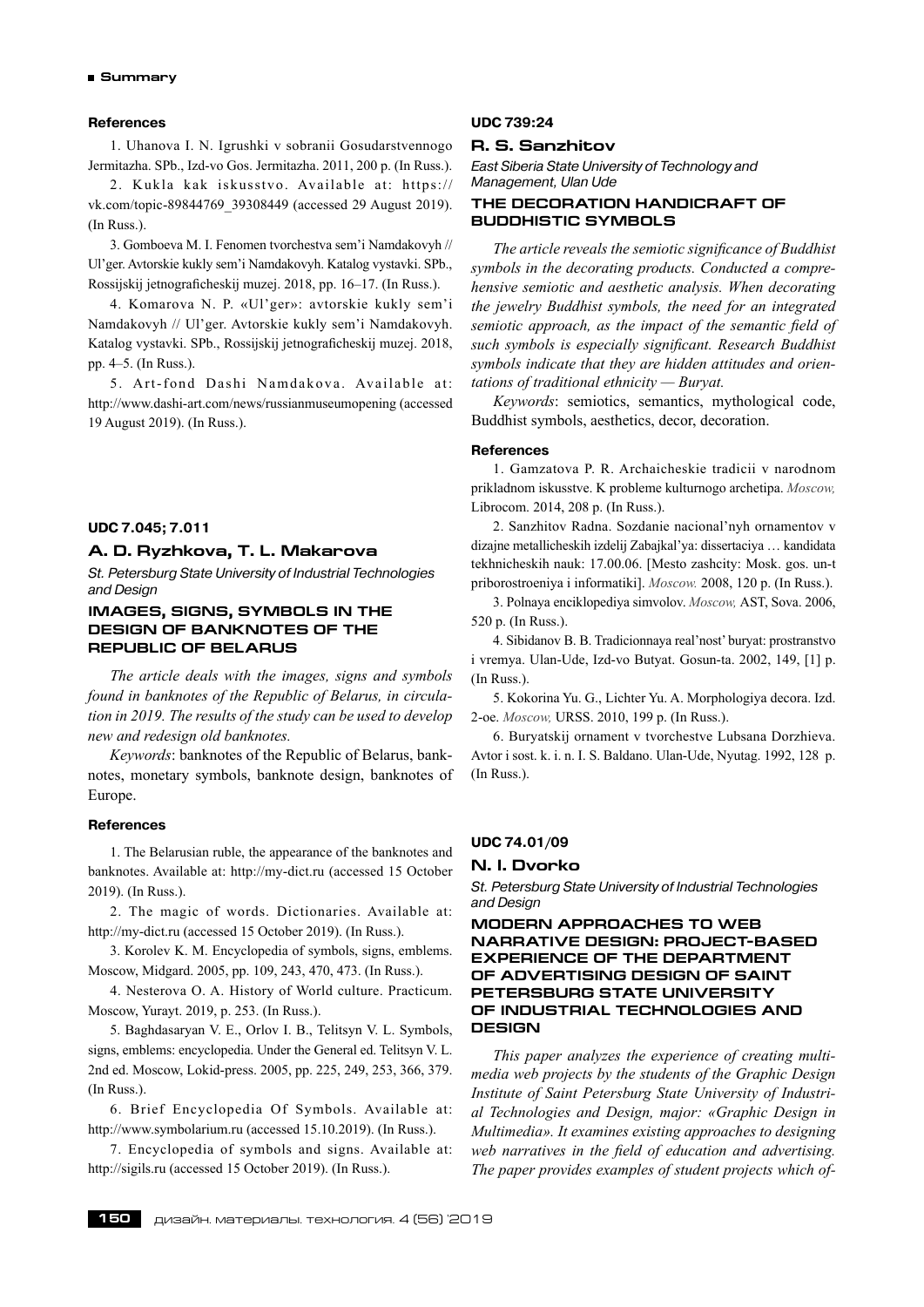#### References

1. Uhanova I. N. Igrushki v sobranii Gosudarstvennogo Jermitazha. SPb., Izd-vo Gos. Jermitazha. 2011, 200 p. (In Russ.).

2. Kukla kak iskusstvo. Available at: https://vk.com/topic-89844769_39308449 (accessed 29 August 2019). (In Russ.).

3. Gomboeva M. I. Fenomen tvorchestva sem'i Namdakovyh // Ul'ger. Avtorskie kukly sem'i Namdakovyh. Katalog vystavki. SPb., Rossijskij jetnograficheskij muzej. 2018, pp. 16–17. (In Russ.).

4. Komarova N. P. «Ul'ger»: avtorskie kukly sem'i Namdakovyh // Ul'ger. Avtorskie kukly sem'i Namdakovyh. Katalog vystavki. SPb., Rossijskij jetnograficheskij muzej. 2018, pp. 4–5. (In Russ.).

5. Art-fond Dashi Namdakova. Available at: http://www.dashi-art.com/news/russianmuseumopening (accessed 19 August 2019). (In Russ.).

**UDC 7.045; 7.011**

### A. D. Ryzhkova, T. L. Makarova

*St. Petersburg State University of Industrial Technologies and Design*

## IMAGES, SIGNS, SYMBOLS IN THE DESIGN OF BANKNOTES OF THE REPUBLIC OF BELARUS

*The article deals with the images, signs and symbols found in banknotes of the Republic of Belarus, in circulation in 2019. The results of the study can be used to develop new and redesign old banknotes.*

*Keywords*: banknotes of the Republic of Belarus, banknotes, monetary symbols, banknote design, banknotes of Europe.

#### References

1. The Belarusian ruble, the appearance of the banknotes and banknotes. Available at: http://my-dict.ru (accessed 15 October 2019). (In Russ.).

2. The magic of words. Dictionaries. Available at: http://my-dict.ru (accessed 15 October 2019). (In Russ.).

3. Korolev K. M. Encyclopedia of symbols, signs, emblems. Moscow, Midgard. 2005, pp. 109, 243, 470, 473. (In Russ.).

4. Nesterova O. A. History of World culture. Practicum. Moscow, Yurayt. 2019, p. 253. (In Russ.).

5. Baghdasaryan V. E., Orlov I. B., Telitsyn V. L. Symbols, signs, emblems: encyclopedia. Under the General ed. Telitsyn V. L. 2nd ed. Moscow, Lokid-press. 2005, pp. 225, 249, 253, 366, 379. (In Russ.).

6. Brief Encyclopedia Of Symbols. Available at: http://www.symbolarium.ru (accessed 15.10.2019). (In Russ.).

7. Encyclopedia of symbols and signs. Available at: http://sigils.ru (accessed 15 October 2019). (In Russ.).

**UDC 739:24**

### R. S. Sanzhitov

*East Siberia State University of Technology and Management, Ulan Ude*

## THE DECORATION HANDICRAFT OF BUDDHISTIC SYMBOLS

*The article reveals the semiotic significance of Buddhist symbols in the decorating products. Conducted a comprehensive semiotic and aesthetic analysis. When decorating the jewelry Buddhist symbols, the need for an integrated semiotic approach, as the impact of the semantic field of such symbols is especially significant. Research Buddhist symbols indicate that they are hidden attitudes and orientations of traditional ethnicity — Buryat.*

*Keywords*: semiotics, semantics, mythological code, Buddhist symbols, aesthetics, decor, decoration.

#### References

1. Gamzatova P. R. Archaicheskie tradicii v narodnom prikladnom iskusstve. K probleme kulturnogo archetipa. *Moscow,* Librocom. 2014, 208 p. (In Russ.).

2. Sanzhitov Radna. Sozdanie nacional'nyh ornamentov v dizajne metallicheskih izdelij Zabajkal'ya: dissertaciya … kandidata tekhnicheskih nauk: 17.00.06. [Mesto zashcity: Mosk. gos. un-t priborostroeniya i informatiki]. *Moscow.* 2008, 120 p. (In Russ.).

3. Polnaya enciklopediya simvolov. *Moscow,* AST, Sova. 2006, 520 p. (In Russ.).

4. Sibidanov B. B. Tradicionnaya real'nost' buryat: prostranstvo i vremya. Ulan-Ude, Izd-vo Butyat. Gosun-ta. 2002, 149, [1] p. (In Russ.).

5. Kokorina Yu. G., Lichter Yu. A. Morphologiya decora. Izd. 2-oe. *Moscow,* URSS. 2010, 199 p. (In Russ.).

6. Buryatskij ornament v tvorchestve Lubsana Dorzhieva. Avtor i sost. k. i. n. I. S. Baldano. Ulan-Ude, Nyutag. 1992, 128 p. (In Russ.).

**UDC 74.01/09**

### N. I. Dvorko

*St. Petersburg State University of Industrial Technologies and Design*

## MODERN APPROACHES TO WEB NARRATIVE DESIGN: PROJECT-BASED EXPERIENCE OF THE DEPARTMENT OF ADVERTISING DESIGN OF SAINT PETERSBURG STATE UNIVERSITY OF INDUSTRIAL TECHNOLOGIES AND DESIGN

*This paper analyzes the experience of creating multimedia web projects by the students of the Graphic Design Institute of Saint Petersburg State University of Industrial Technologies and Design, major: «Graphic Design in Multimedia». It examines existing approaches to designing web narratives in the field of education and advertising. The paper provides examples of student projects which of-*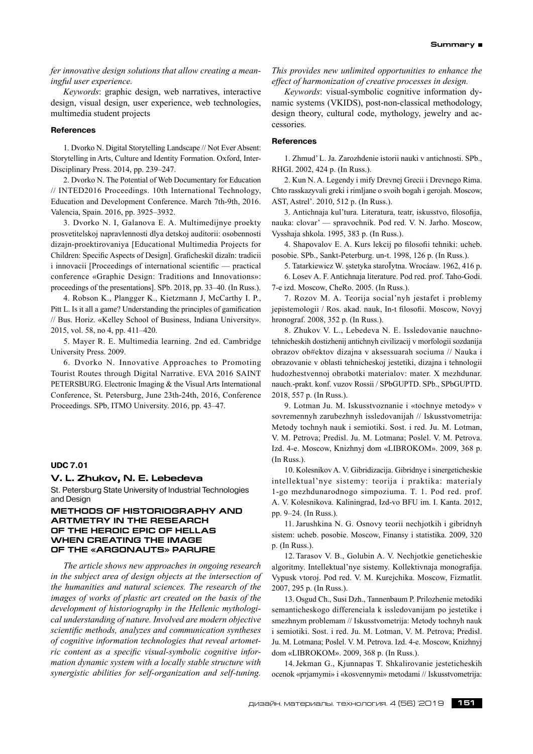*fer innovative design solutions that allow creating a meaningful user experience.*

*Keywords*: graphic design, web narratives, interactive design, visual design, user experience, web technologies, multimedia student projects

#### References

1. Dvorko N. Digital Storytelling Landscape // Not Ever Absent: Storytelling in Arts, Culture and Identity Formation. Oxford, Inter-Disciplinary Press. 2014, pp. 239–247.

2. Dvorko N. The Potential of Web Documentary for Education // INTED2016 Proceedings. 10th International Technology, Education and Development Conference. March 7th-9th, 2016. Valencia, Spain. 2016, pp. 3925–3932.

3. Dvorko N. I, Galanova E. A. Multimedijnye proekty prosvetitelskoj napravlennosti dlya detskoj auditorii: osobennosti dizajn-proektirovaniya [Educational Multimedia Projects for Children: Specific Aspects of Design]. Graficheskiĭ dizaĭn: tradicii i innovacii [Proceedings of international scientific — practical conference «Graphic Design: Traditions and Innovations»: proceedings of the presentations]. SPb. 2018, pp. 33–40. (In Russ.).

4. Robson K., Plangger K., Kietzmann J, McCarthy I. P., Pitt L. Is it all a game? Understanding the principles of gamification // Bus. Horiz. «Kelley School of Business, Indiana University». 2015, vol. 58, no 4, pp. 411–420.

5. Mayer R. E. Multimedia learning. 2nd ed. Cambridge University Press. 2009.

6. Dvorko N. Innovative Approaches to Promoting Tourist Routes through Digital Narrative. EVA 2016 SAINT PETERSBURG. Electronic Imaging & the Visual Arts International Conference, St. Petersburg, June 23th-24th, 2016, Conference Proceedings. SPb, ITMO University. 2016, pp. 43–47.

#### UDC 7.01

### V. L. Zhukov, N. E. Lebedeva

St. Petersburg State University of Industrial Technologies and Design

### METHODS OF HISTORIOGRAPHY AND ARTMETRY IN THE RESEARCH OF THE HEROIC EPIC OF HELLAS WHEN CREATING THE IMAGE OF THE «ARGONAUTS» PARURE

*The article shows new approaches in ongoing research in the subject area of design objects at the intersection of the humanities and natural sciences. The research of the images of works of plastic art created on the basis of the development of historiography in the Hellenic mythological understanding of nature. Involved are modern objective scientific methods, analyzes and communication syntheses of cognitive information technologies that reveal artometric content as a specific visual-symbolic cognitive information dynamic system with a locally stable structure with synergistic abilities for self-organization and self-tuning. This provides new unlimited opportunities to enhance the effect of harmonization of creative processes in design.*

*Keywords*: visual-symbolic cognitive information dynamic systems (VKIDS), post-non-classical methodology, design theory, cultural code, mythology, jewelry and accessories.

#### References

1. Zhmud' L. Ja. Zarozhdenie istorii nauki v antichnosti. SPb., RHGI. 2002, 424 p. (In Russ.).

2. Kun N. A. Legendy i mify Drevnej Grecii i Drevnego Rima. Chto rasskazyvali greki i rimljane o svoih bogah i gerojah. Moscow, AST, Astrel'. 2010, 512 p. (In Russ.).

3. Antichnaja kul'tura. Literatura, teatr, iskusstvo, filosofija, nauka: clovar' — spravochnik. Pod red. V. N. Jarho. Moscow, Vysshaja shkola. 1995, 383 p. (In Russ.).

4. Shapovalov E. A. Kurs lekcij po filosofii tehniki: ucheb. posobie. SPb., Sankt-Peterburg. un-t. 1998, 126 p. (In Russ.).

5. Tatarkiewicz W. şstetyka staroĪytna. Wrocáaw. 1962, 416 p.

6. Losev A. F. Antichnaja literature. Pod red. prof. Taho-Godi. 7-e izd. Moscow, CheRo. 2005. (In Russ.).

7. Rozov M. A. Teorija social'nyh jestafet i problemy jepistemologii / Ros. akad. nauk, In-t filosofii. Moscow, Novyj hronograf. 2008, 352 p. (In Russ.).

8. Zhukov V. L., Lebedeva N. E. Issledovanie nauchnotehnicheskih dostizhenij antichnyh civilizacij v morfologii sozdanija obrazov ob#ektov dizajna v aksessuarah sociuma // Nauka i obrazovanie v oblasti technicheskoj jestetiki, dizajna i tehnologii hudozhestvennoj obrabotki materialov: mater. X mezhdunar. nauch.-prakt. konf. vuzov Rossii / SPbGUPTD. SPb., SPbGUPTD. 2018, 557 p. (In Russ.).

9. Lotman Ju. M. Iskusstvoznanie i «tochnye metody» v sovremennyh zarubezhnyh issledovanijah // Iskusstvometrija: Metody tochnyh nauk i semiotiki. Sost. i red. Ju. M. Lotman, V. M. Petrova; Predisl. Ju. M. Lotmana; Poslel. V. M. Petrova. Izd. 4-e. Moscow, Knizhnyj dom «LIBROKOM». 2009, 368 p. (In Russ.).

10. Kolesnikov A. V. Gibridizacija. Gibridnye i sinergeticheskie intellektual'nye sistemy: teorija i praktika: materialy 1-go mezhdunarodnogo simpoziuma. T. 1. Pod red. prof. A. V. Kolesnikova. Kaliningrad, Izd-vo BFU im. I. Kanta. 2012, pp. 9–24. (In Russ.).

11. Jarushkina N. G. Osnovy teorii nechjotkih i gibridnyh sistem: ucheb. posobie. Moscow, Finansy i statistika. 2009, 320 p. (In Russ.).

12. Tarasov V. B., Golubin A. V. Nechjotkie geneticheskie algoritmy. Intellektual'nye sistemy. Kollektivnaja monografija. Vypusk vtoroj. Pod red. V. M. Kurejchika. Moscow, Fizmatlit. 2007, 295 p. (In Russ.).

13. Osgud Ch., Susi Dzh., Tannenbaum P. Prilozhenie metodiki semanticheskogo differenciala k issledovanijam po jestetike i smezhnym problemam // Iskusstvometrija: Metody tochnyh nauk i semiotiki. Sost. i red. Ju. M. Lotman, V. M. Petrova; Predisl. Ju. M. Lotmana; Poslel. V. M. Petrova. Izd. 4-e. Moscow, Knizhnyj dom «LIBROKOM». 2009, 368 p. (In Russ.).

14. Jekman G., Kjunnapas T. Shkalirovanie jesteticheskih ocenok «prjamymi» i «kosvennymi» metodami // Iskusstvometrija: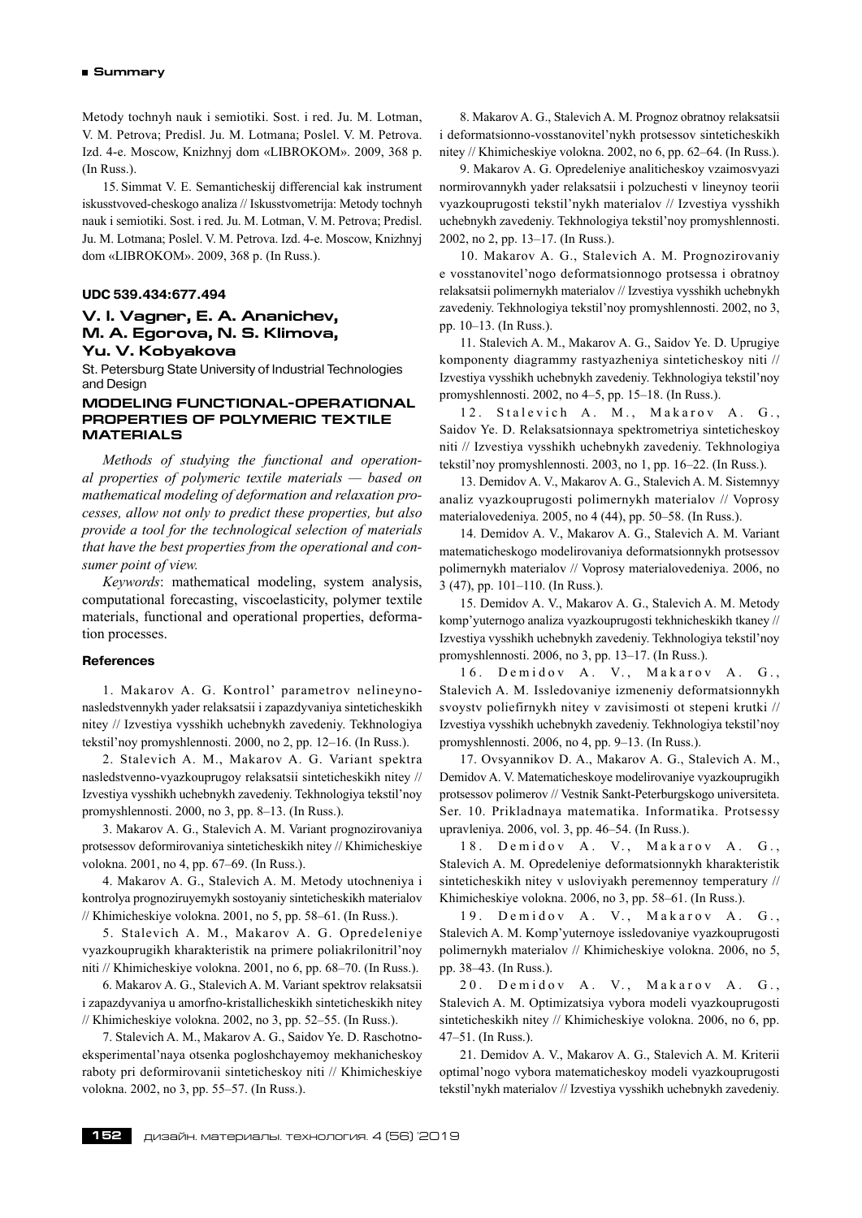Metody tochnyh nauk i semiotiki. Sost. i red. Ju. M. Lotman, V. M. Petrova; Predisl. Ju. M. Lotmana; Poslel. V. M. Petrova. Izd. 4-e. Moscow, Knizhnyj dom «LIBROKOM». 2009, 368 p. (In Russ.).

15. Simmat V. E. Semanticheskij differencial kak instrument iskusstvoved-cheskogo analiza // Iskusstvometrija: Metody tochnyh nauk i semiotiki. Sost. i red. Ju. M. Lotman, V. M. Petrova; Predisl. Ju. M. Lotmana; Poslel. V. M. Petrova. Izd. 4-e. Moscow, Knizhnyj dom «LIBROKOM». 2009, 368 p. (In Russ.).

**UDC 539.434:677.494**

## V. I. Vagner, E. A. Ananichev, M. A. Egorova, N. S. Klimova, Yu. V. Kobyakova

St. Petersburg State University of Industrial Technologies and Design

## MODELING FUNCTIONAL-OPERATIONAL PROPERTIES OF POLYMERIC TEXTILE MATERIALS

*Methods of studying the functional and operational properties of polymeric textile materials — based on mathematical modeling of deformation and relaxation processes, allow not only to predict these properties, but also provide a tool for the technological selection of materials that have the best properties from the operational and consumer point of view.*

*Keywords*: mathematical modeling, system analysis, computational forecasting, viscoelasticity, polymer textile materials, functional and operational properties, deformation processes.

### References

1. Makarov A. G. Kontrol' parametrov nelineyno-nasledstvennykh yader relaksatsii i zapazdyvaniya sinteticheskikh nitey // Izvestiya vysshikh uchebnykh zavedeniy. Tekhnologiya tekstil'noy promyshlennosti. 2000, no 2, pp. 12–16. (In Russ.).

2. Stalevich A. M., Makarov A. G. Variant spektra nasledstvenno-vyazkouprugoy relaksatsii sinteticheskikh nitey // Izvestiya vysshikh uchebnykh zavedeniy. Tekhnologiya tekstil'noy promyshlennosti. 2000, no 3, pp. 8–13. (In Russ.).

3. Makarov A. G., Stalevich A. M. Variant prognozirovaniya protsessov deformirovaniya sinteticheskikh nitey // Khimicheskiye volokna. 2001, no 4, pp. 67–69. (In Russ.).

4. Makarov A. G., Stalevich A. M. Metody utochneniya i kontrolya prognoziruyemykh sostoyaniy sinteticheskikh materialov // Khimicheskiye volokna. 2001, no 5, pp. 58–61. (In Russ.).

5. Stalevich A. M., Makarov A. G. Opredeleniye vyazkouprugikh kharakteristik na primere poliakrilonitril'noy niti // Khimicheskiye volokna. 2001, no 6, pp. 68–70. (In Russ.).

6. Makarov A. G., Stalevich A. M. Variant spektrov relaksatsii i zapazdyvaniya u amorfno-kristallicheskikh sinteticheskikh nitey // Khimicheskiye volokna. 2002, no 3, pp. 52–55. (In Russ.).

7. Stalevich A. M., Makarov A. G., Saidov Ye. D. Raschotno-eksperimental'naya otsenka pogloshchayemoy mekhanicheskoy raboty pri deformirovanii sinteticheskoy niti // Khimicheskiye volokna. 2002, no 3, pp. 55–57. (In Russ.).

8. Makarov A. G., Stalevich A. M. Prognoz obratnoy relaksatsii i deformatsionno-vosstanovitel'nykh protsessov sinteticheskikh nitey // Khimicheskiye volokna. 2002, no 6, pp. 62–64. (In Russ.).

9. Makarov A. G. Opredeleniye analiticheskoy vzaimosvyazi normirovannykh yader relaksatsii i polzuchesti v lineynoy teorii vyazkouprugosti tekstil'nykh materialov // Izvestiya vysshikh uchebnykh zavedeniy. Tekhnologiya tekstil'noy promyshlennosti. 2002, no 2, pp. 13–17. (In Russ.).

10. Makarov A. G., Stalevich A. M. Prognozirovaniy e vosstanovitel'nogo deformatsionnogo protsessa i obratnoy relaksatsii polimernykh materialov // Izvestiya vysshikh uchebnykh zavedeniy. Tekhnologiya tekstil'noy promyshlennosti. 2002, no 3, pp. 10–13. (In Russ.).

11. Stalevich A. M., Makarov A. G., Saidov Ye. D. Uprugiye komponenty diagrammy rastyazheniya sinteticheskoy niti // Izvestiya vysshikh uchebnykh zavedeniy. Tekhnologiya tekstil'noy promyshlennosti. 2002, no 4–5, pp. 15–18. (In Russ.).

12. Stalevich A. M., Makarov A. G., Saidov Ye. D. Relaksatsionnaya spektrometriya sinteticheskoy niti // Izvestiya vysshikh uchebnykh zavedeniy. Tekhnologiya tekstil'noy promyshlennosti. 2003, no 1, pp. 16–22. (In Russ.).

13. Demidov A. V., Makarov A. G., Stalevich A. M. Sistemnyy analiz vyazkouprugosti polimernykh materialov // Voprosy materialovedeniya. 2005, no 4 (44), pp. 50–58. (In Russ.).

14. Demidov A. V., Makarov A. G., Stalevich A. M. Variant matematicheskogo modelirovaniya deformatsionnykh protsessov polimernykh materialov // Voprosy materialovedeniya. 2006, no 3 (47), pp. 101–110. (In Russ.).

15. Demidov A. V., Makarov A. G., Stalevich A. M. Metody komp'yuternogo analiza vyazkouprugosti tekhnicheskikh tkaney // Izvestiya vysshikh uchebnykh zavedeniy. Tekhnologiya tekstil'noy promyshlennosti. 2006, no 3, pp. 13–17. (In Russ.).

16. Demidov A. V., Makarov A. G., Stalevich A. M. Issledovaniye izmeneniy deformatsionnykh svoystv poliefirnykh nitey v zavisimosti ot stepeni krutki // Izvestiya vysshikh uchebnykh zavedeniy. Tekhnologiya tekstil'noy promyshlennosti. 2006, no 4, pp. 9–13. (In Russ.).

17. Ovsyannikov D. A., Makarov A. G., Stalevich A. M., Demidov A. V. Matematicheskoye modelirovaniye vyazkouprugikh protsessov polimerov // Vestnik Sankt-Peterburgskogo universiteta. Ser. 10. Prikladnaya matematika. Informatika. Protsessy upravleniya. 2006, vol. 3, pp. 46–54. (In Russ.).

18. Demidov A. V., Makarov A. G., Stalevich A. M. Opredeleniye deformatsionnykh kharakteristik sinteticheskikh nitey v usloviyakh peremennoy temperatury // Khimicheskiye volokna. 2006, no 3, pp. 58–61. (In Russ.).

19. Demidov A. V., Makarov A. G., Stalevich A. M. Komp'yuternoye issledovaniye vyazkouprugosti polimernykh materialov // Khimicheskiye volokna. 2006, no 5, pp. 38–43. (In Russ.).

20. Demidov A. V., Makarov A. G., Stalevich A. M. Optimizatsiya vybora modeli vyazkouprugosti sinteticheskikh nitey // Khimicheskiye volokna. 2006, no 6, pp. 47–51. (In Russ.).

21. Demidov A. V., Makarov A. G., Stalevich A. M. Kriterii optimal'nogo vybora matematicheskoy modeli vyazkouprugosti tekstil'nykh materialov // Izvestiya vysshikh uchebnykh zavedeniy.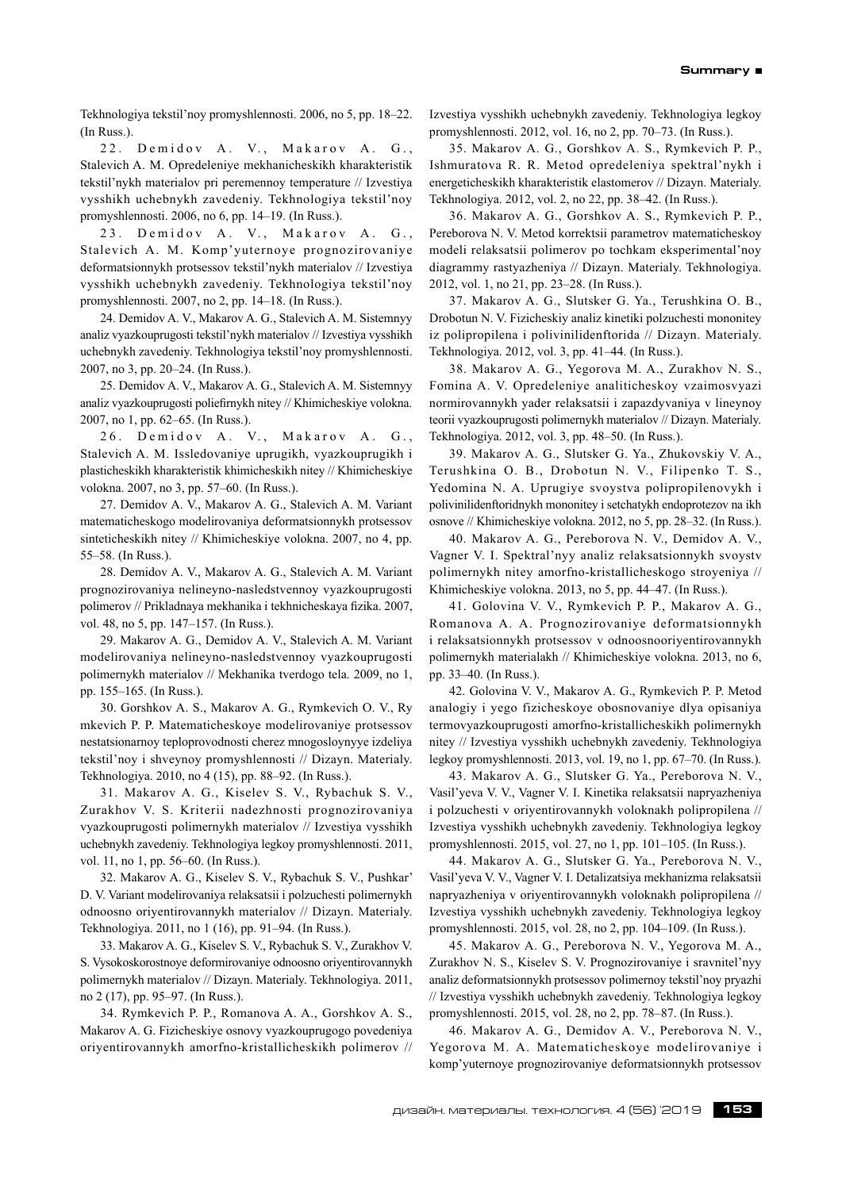Tekhnologiya tekstil'noy promyshlennosti. 2006, no 5, pp. 18–22. (In Russ.).

22. Demidov A. V., Makarov A. G., Stalevich A. M. Opredeleniye mekhanicheskikh kharakteristik tekstil'nykh materialov pri peremennoy temperature // Izvestiya vysshikh uchebnykh zavedeniy. Tekhnologiya tekstil'noy promyshlennosti. 2006, no 6, pp. 14–19. (In Russ.).

23. Demidov A. V., Makarov A. G., Stalevich A. M. Komp'yuternoye prognozirovaniye deformatsionnykh protsessov tekstil'nykh materialov // Izvestiya vysshikh uchebnykh zavedeniy. Tekhnologiya tekstil'noy promyshlennosti. 2007, no 2, pp. 14–18. (In Russ.).

24. Demidov A. V., Makarov A. G., Stalevich A. M. Sistemnyy analiz vyazkouprugosti tekstil'nykh materialov // Izvestiya vysshikh uchebnykh zavedeniy. Tekhnologiya tekstil'noy promyshlennosti. 2007, no 3, pp. 20–24. (In Russ.).

25. Demidov A. V., Makarov A. G., Stalevich A. M. Sistemnyy analiz vyazkouprugosti poliefirnykh nitey // Khimicheskiye volokna. 2007, no 1, pp. 62–65. (In Russ.).

26. Demidov A. V., Makarov A. G., Stalevich A. M. Issledovaniye uprugikh, vyazkouprugikh i plasticheskikh kharakteristik khimicheskikh nitey // Khimicheskiye volokna. 2007, no 3, pp. 57–60. (In Russ.).

27. Demidov A. V., Makarov A. G., Stalevich A. M. Variant matematicheskogo modelirovaniya deformatsionnykh protsessov sinteticheskikh nitey // Khimicheskiye volokna. 2007, no 4, pp. 55–58. (In Russ.).

28. Demidov A. V., Makarov A. G., Stalevich A. M. Variant prognozirovaniya nelineyno-nasledstvennoy vyazkouprugosti polimerov // Prikladnaya mekhanika i tekhnicheskaya fizika. 2007, vol. 48, no 5, pp. 147–157. (In Russ.).

29. Makarov A. G., Demidov A. V., Stalevich A. M. Variant modelirovaniya nelineyno-nasledstvennoy vyazkouprugosti polimernykh materialov // Mekhanika tverdogo tela. 2009, no 1, pp. 155–165. (In Russ.).

30. Gorshkov A. S., Makarov A. G., Rymkevich O. V., Rymkevich P. P. Matematicheskoye modelirovaniye protsessov nestatsionarnoy teploprovodnosti cherez mnogosloynyye izdeliya tekstil'noy i shveynoy promyshlennosti // Dizayn. Materialy. Tekhnologiya. 2010, no 4 (15), pp. 88–92. (In Russ.).

31. Makarov A. G., Kiselev S. V., Rybachuk S. V., Zurakhov V. S. Kriterii nadezhnosti prognozirovaniya vyazkouprugosti polimernykh materialov // Izvestiya vysshikh uchebnykh zavedeniy. Tekhnologiya legkoy promyshlennosti. 2011, vol. 11, no 1, pp. 56–60. (In Russ.).

32. Makarov A. G., Kiselev S. V., Rybachuk S. V., Pushkar' D. V. Variant modelirovaniya relaksatsii i polzuchesti polimernykh odnoosno oriyentirovannykh materialov // Dizayn. Materialy. Tekhnologiya. 2011, no 1 (16), pp. 91–94. (In Russ.).

33. Makarov A. G., Kiselev S. V., Rybachuk S. V., Zurakhov V. S. Vysokoskorostnoye deformirovaniye odnoosno oriyentirovannykh polimernykh materialov // Dizayn. Materialy. Tekhnologiya. 2011, no 2 (17), pp. 95–97. (In Russ.).

34. Rymkevich P. P., Romanova A. A., Gorshkov A. S., Makarov A. G. Fizicheskiye osnovy vyazkouprugogo povedeniya oriyentirovannykh amorfno-kristallicheskikh polimerov // Izvestiya vysshikh uchebnykh zavedeniy. Tekhnologiya legkoy promyshlennosti. 2012, vol. 16, no 2, pp. 70–73. (In Russ.).

35. Makarov A. G., Gorshkov A. S., Rymkevich P. P., Ishmuratova R. R. Metod opredeleniya spektral'nykh i energeticheskikh kharakteristik elastomerov // Dizayn. Materialy. Tekhnologiya. 2012, vol. 2, no 22, pp. 38–42. (In Russ.).

36. Makarov A. G., Gorshkov A. S., Rymkevich P. P., Pereborova N. V. Metod korrektsii parametrov matematicheskoy modeli relaksatsii polimerov po tochkam eksperimental'noy diagrammy rastyazheniya // Dizayn. Materialy. Tekhnologiya. 2012, vol. 1, no 21, pp. 23–28. (In Russ.).

37. Makarov A. G., Slutsker G. Ya., Terushkina O. B., Drobotun N. V. Fiziceskiy analiz kinetiki polzuchesti mononitey iz polipropilena i polivinilidenftorida // Dizayn. Materialy. Tekhnologiya. 2012, vol. 3, pp. 41–44. (In Russ.).

38. Makarov A. G., Yegorova M. A., Zurakhov N. S., Fomina A. V. Opredeleniye analiticheskoy vzaimosvyazi normirovannykh yader relaksatsii i zapazdyvaniya v lineynoy teorii vyazkouprugosti polimernykh materialov // Dizayn. Materialy. Tekhnologiya. 2012, vol. 3, pp. 48–50. (In Russ.).

39. Makarov A. G., Slutsker G. Ya., Zhukovskiy V. A., Terushkina O. B., Drobotun N. V., Filipenko T. S., Yedomina N. A. Uprugiye svoystva polipropilenovykh i polivinilidenftoridnykh mononitey i setchatykh endoprotezov na ikh osnove // Khimicheskiye volokna. 2012, no 5, pp. 28–32. (In Russ.).

40. Makarov A. G., Pereborova N. V., Demidov A. V., Vagner V. I. Spektral'nyy analiz relaksatsionnykh svoystv polimernykh nitey amorfno-kristallicheskogo stroyeniya // Khimicheskiye volokna. 2013, no 5, pp. 44–47. (In Russ.).

41. Golovina V. V., Rymkevich P. P., Makarov A. G., Romanova A. A. Prognozirovaniye deformatsionnykh i relaksatsionnykh protsessov v odnoosnooriyentirovannykh polimernykh materialakh // Khimicheskiye volokna. 2013, no 6, pp. 33–40. (In Russ.).

42. Golovina V. V., Makarov A. G., Rymkevich P. P. Metod analogiy i yego fizicheskoye obosnovaniye dlya opisaniya termovyazkouprugosti amorfno-kristallicheskikh polimernykh nitey // Izvestiya vysshikh uchebnykh zavedeniy. Tekhnologiya legkoy promyshlennosti. 2013, vol. 19, no 1, pp. 67–70. (In Russ.).

43. Makarov A. G., Slutsker G. Ya., Pereborova N. V., Vasil'yeva V. V., Vagner V. I. Kinetika relaksatsii napryazheniya i polzuchesti v oriyentirovannykh voloknakh polipropilena // Izvestiya vysshikh uchebnykh zavedeniy. Tekhnologiya legkoy promyshlennosti. 2015, vol. 27, no 1, pp. 101–105. (In Russ.).

44. Makarov A. G., Slutsker G. Ya., Pereborova N. V., Vasil'yeva V. V., Vagner V. I. Detalizatsiya mekhanizma relaksatsii napryazheniya v oriyentirovannykh voloknakh polipropilena // Izvestiya vysshikh uchebnykh zavedeniy. Tekhnologiya legkoy promyshlennosti. 2015, vol. 28, no 2, pp. 104–109. (In Russ.).

45. Makarov A. G., Pereborova N. V., Yegorova M. A., Zurakhov N. S., Kiselev S. V. Prognozirovaniye i sravnitel'nyy analiz deformatsionnykh protsessov polimernoy tekstil'noy pryazhi // Izvestiya vysshikh uchebnykh zavedeniy. Tekhnologiya legkoy promyshlennosti. 2015, vol. 28, no 2, pp. 78–87. (In Russ.).

46. Makarov A. G., Demidov A. V., Pereborova N. V., Yegorova M. A. Matematicheskoye modelirovaniye i komp'yuternoye prognozirovaniye deformatsionnykh protsessov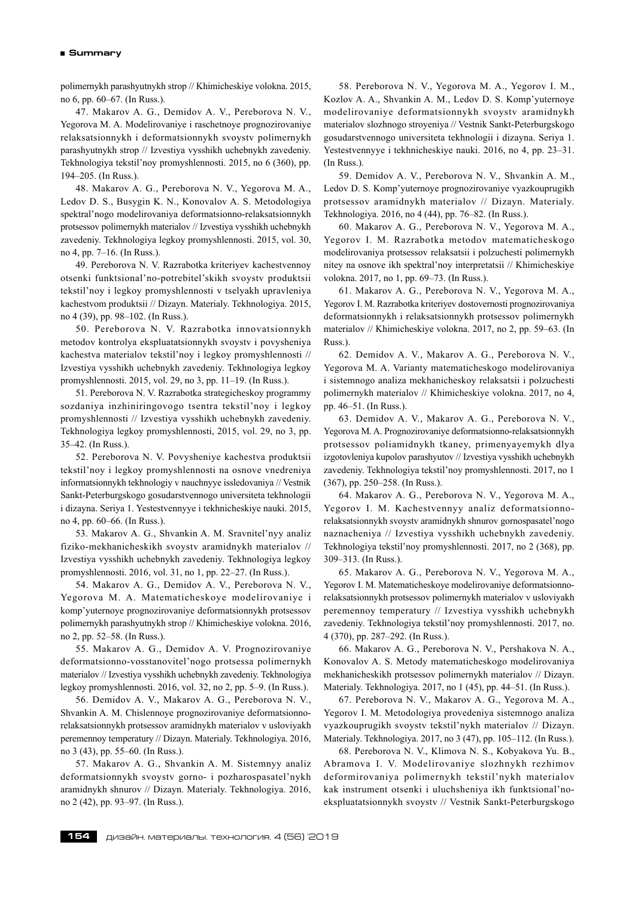polimernykh parashyutnykh strop // Khimicheskiye volokna. 2015, no 6, pp. 60–67. (In Russ.).

47. Makarov A. G., Demidov A. V., Pereborova N. V., Yegorova M. A. Modelirovaniye i raschetnoye prognozirovaniye relaksatsionnykh i deformatsionnykh svoystv polimernykh parashyutnykh strop // Izvestiya vysshikh uchebnykh zavedeniy. Tekhnologiya tekstil'noy promyshlennosti. 2015, no 6 (360), pp. 194–205. (In Russ.).

48. Makarov A. G., Pereborova N. V., Yegorova M. A., Ledov D. S., Busygin K. N., Konovalov A. S. Metodologiya spektral'nogo modelirovaniya deformatsionno-relaksatsionnykh protsessov polimernykh materialov // Izvestiya vysshikh uchebnykh zavedeniy. Tekhnologiya legkoy promyshlennosti. 2015, vol. 30, no 4, pp. 7–16. (In Russ.).

49. Pereborova N. V. Razrabotka kriteriyev kachestvennoy otsenki funktsional'no-potrebitel'skikh svoystv produktsii tekstil'noy i legkoy promyshlennosti v tselyakh upravleniya kachestvom produktsii // Dizayn. Materialy. Tekhnologiya. 2015, no 4 (39), pp. 98–102. (In Russ.).

50. Pereborova N. V. Razrabotka innovatsionnykh metodov kontrolya ekspluatatsionnykh svoystv i povysheniya kachestva materialov tekstil'noy i legkoy promyshlennosti // Izvestiya vysshikh uchebnykh zavedeniy. Tekhnologiya legkoy promyshlennosti. 2015, vol. 29, no 3, pp. 11–19. (In Russ.).

51. Pereborova N. V. Razrabotka strategicheskoy programmy sozdaniya inzhiniringovogo tsentra tekstil'noy i legkoy promyshlennosti // Izvestiya vysshikh uchebnykh zavedeniy. Tekhnologiya legkoy promyshlennosti, 2015, vol. 29, no 3, pp. 35–42. (In Russ.).

52. Pereborova N. V. Povysheniye kachestva produktsii tekstil'noy i legkoy promyshlennosti na osnove vnedreniya informatsionnykh tekhnologiy v nauchnyye issledovaniya // Vestnik Sankt-Peterburgskogo gosudarstvennogo universiteta tekhnologii i dizayna. Seriya 1. Yestestvennyye i tekhnicheskiye nauki. 2015, no 4, pp. 60–66. (In Russ.).

53. Makarov A. G., Shvankin A. M. Sravnitel'nyy analiz fiziko-mekhanicheskikh svoystv aramidnykh materialov // Izvestiya vysshikh uchebnykh zavedeniy. Tekhnologiya legkoy promyshlennosti. 2016, vol. 31, no 1, pp. 22–27. (In Russ.).

54. Makarov A. G., Demidov A. V., Pereborova N. V., Yegorova M. A. Matematicheskoye modelirovaniye i komp'yuternoye prognozirovaniye deformatsionnykh protsessov polimernykh parashyutnykh strop // Khimicheskiye volokna. 2016, no 2, pp. 52–58. (In Russ.).

55. Makarov A. G., Demidov A. V. Prognozirovaniye deformatsionno-vosstanovitel'nogo protsessa polimernykh materialov // Izvestiya vysshikh uchebnykh zavedeniy. Tekhnologiya legkoy promyshlennosti. 2016, vol. 32, no 2, pp. 5–9. (In Russ.).

56. Demidov A. V., Makarov A. G., Pereborova N. V., Shvankin A. M. Chislennoye prognozirovaniye deformatsionno-relaksatsionnykh protsessov aramidnykh materialov v usloviyakh peremennoy temperatury // Dizayn. Materialy. Tekhnologiya. 2016, no 3 (43), pp. 55–60. (In Russ.).

57. Makarov A. G., Shvankin A. M. Sistemnyy analiz deformatsionnykh svoystv gorno- i pozharospasatel'nykh aramidnykh shnurov // Dizayn. Materialy. Tekhnologiya. 2016, no 2 (42), pp. 93–97. (In Russ.).

58. Pereborova N. V., Yegorova M. A., Yegorov I. M., Kozlov A. A., Shvankin A. M., Ledov D. S. Komp'yuternoye modelirovaniye deformatsionnykh svoystv aramidnykh materialov slozhnogo stroyeniya // Vestnik Sankt-Peterburgskogo gosudarstvennogo universiteta tekhnologii i dizayna. Seriya 1. Yestestvennyye i tekhnicheskiye nauki. 2016, no 4, pp. 23–31. (In Russ.).

59. Demidov A. V., Pereborova N. V., Shvankin A. M., Ledov D. S. Komp'yuternoye prognozirovaniye vyazkouprugikh protsessov aramidnykh materialov // Dizayn. Materialy. Tekhnologiya. 2016, no 4 (44), pp. 76–82. (In Russ.).

60. Makarov A. G., Pereborova N. V., Yegorova M. A., Yegorov I. M. Razrabotka metodov matematicheskogo modelirovaniya protsessov relaksatsii i polzuchesti polimernykh nitey na osnove ikh spektral'noy interpretatsii // Khimicheskiye volokna. 2017, no 1, pp. 69–73. (In Russ.).

61. Makarov A. G., Pereborova N. V., Yegorova M. A., Yegorov I. M. Razrabotka kriteriyev dostovernosti prognozirovaniya deformatsionnykh i relaksatsionnykh protsessov polimernykh materialov // Khimicheskiye volokna. 2017, no 2, pp. 59–63. (In Russ.).

62. Demidov A. V., Makarov A. G., Pereborova N. V., Yegorova M. A. Varianty matematicheskogo modelirovaniya i sistemnogo analiza mekhanicheskoy relaksatsii i polzuchesti polimernykh materialov // Khimicheskiye volokna. 2017, no 4, pp. 46–51. (In Russ.).

63. Demidov A. V., Makarov A. G., Pereborova N. V., Yegorova M. A. Prognozirovaniye deformatsionno-relaksatsionnykh protsessov poliamidnykh tkaney, primenyayemykh dlya izgotovleniya kupolov parashyutov // Izvestiya vysshikh uchebnykh zavedeniy. Tekhnologiya tekstil'noy promyshlennosti. 2017, no 1 (367), pp. 250–258. (In Russ.).

64. Makarov A. G., Pereborova N. V., Yegorova M. A., Yegorov I. M. Kachestvennyy analiz deformatsionno-relaksatsionnykh svoystv aramidnykh shnurov gornospasatel'nogo naznacheniya // Izvestiya vysshikh uchebnykh zavedeniy. Tekhnologiya tekstil'noy promyshlennosti. 2017, no 2 (368), pp. 309–313. (In Russ.).

65. Makarov A. G., Pereborova N. V., Yegorova M. A., Yegorov I. M. Matematicheskoye modelirovaniye deformatsionno-relaksatsionnykh protsessov polimernykh materialov v usloviyakh peremennoy temperatury // Izvestiya vysshikh uchebnykh zavedeniy. Tekhnologiya tekstil'noy promyshlennosti. 2017, no. 4 (370), pp. 287–292. (In Russ.).

66. Makarov A. G., Pereborova N. V., Pershakova N. A., Konovalov A. S. Metody matematicheskogo modelirovaniya mekhanicheskikh protsessov polimernykh materialov // Dizayn. Materialy. Tekhnologiya. 2017, no 1 (45), pp. 44–51. (In Russ.).

67. Pereborova N. V., Makarov A. G., Yegorova M. A., Yegorov I. M. Metodologiya provedeniya sistemnogo analiza vyazkouprugikh svoystv tekstil'nykh materialov // Dizayn. Materialy. Tekhnologiya. 2017, no 3 (47), pp. 105–112. (In Russ.).

68. Pereborova N. V., Klimova N. S., Kobyakova Yu. B., Abramova I. V. Modelirovaniye slozhnykh rezhimov deformirovaniya polimernykh tekstil'nykh materialov kak instrument otsenki i uluchsheniya ikh funktsional'no-ekspluatatsionnykh svoystv // Vestnik Sankt-Peterburgskogo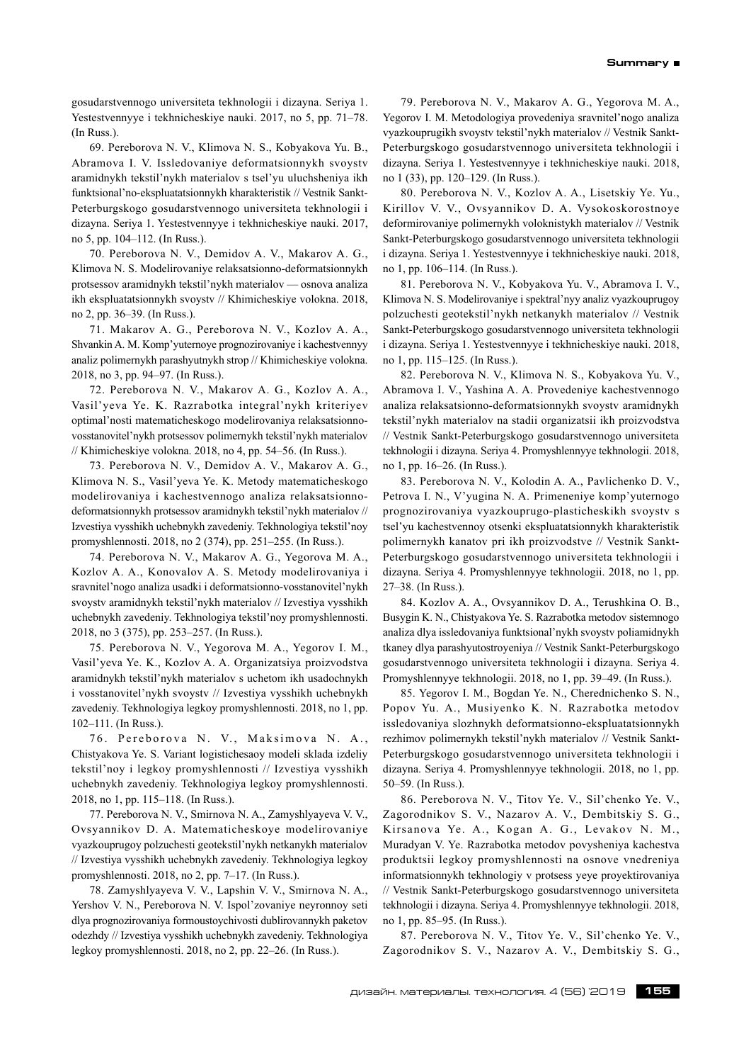gosudarstvennogo universiteta tekhnologii i dizayna. Seriya 1. Yestestvennyye i tekhnicheskiye nauki. 2017, no 5, pp. 71–78. (In Russ.).

69. Pereborova N. V., Klimova N. S., Kobyakova Yu. B., Abramova I. V. Issledovaniye deformatsionnykh svoystv aramidnykh tekstil'nykh materialov s tsel'yu uluchsheniya ikh funktsional'no-ekspluatatsionnykh kharakteristik // Vestnik Sankt-Peterburgskogo gosudarstvennogo universiteta tekhnologii i dizayna. Seriya 1. Yestestvennyye i tekhnicheskiye nauki. 2017, no 5, pp. 104–112. (In Russ.).

70. Pereborova N. V., Demidov A. V., Makarov A. G., Klimova N. S. Modelirovaniye relaksatsionno-deformatsionnykh protsessov aramidnykh tekstil'nykh materialov — osnova analiza ikh ekspluatatsionnykh svoystv // Khimicheskiye volokna. 2018, no 2, pp. 36–39. (In Russ.).

71. Makarov A. G., Pereborova N. V., Kozlov A. A., Shvankin A. M. Komp'yuternoye prognozirovaniye i kachestvennyy analiz polimernykh parashyutnykh strop // Khimicheskiye volokna. 2018, no 3, pp. 94–97. (In Russ.).

72. Pereborova N. V., Makarov A. G., Kozlov A. A., Vasil'yeva Ye. K. Razrabotka integral'nykh kriteriyev optimal'nosti matematicheskogo modelirovaniya relaksatsionno-vosstanovitel'nykh protsessov polimernykh tekstil'nykh materialov // Khimicheskiye volokna. 2018, no 4, pp. 54–56. (In Russ.).

73. Pereborova N. V., Demidov A. V., Makarov A. G., Klimova N. S., Vasil'yeva Ye. K. Metody matematicheskogo modelirovaniya i kachestvennogo analiza relaksatsionno-deformatsionnykh protsessov aramidnykh tekstil'nykh materialov // Izvestiya vysshikh uchebnykh zavedeniy. Tekhnologiya tekstil'noy promyshlennosti. 2018, no 2 (374), pp. 251–255. (In Russ.).

74. Pereborova N. V., Makarov A. G., Yegorova M. A., Kozlov A. A., Konovalov A. S. Metody modelirovaniya i sravnitel'nogo analiza usadki i deformatsionno-vosstanovitel'nykh svoystv aramidnykh tekstil'nykh materialov // Izvestiya vysshikh uchebnykh zavedeniy. Tekhnologiya tekstil'noy promyshlennosti. 2018, no 3 (375), pp. 253–257. (In Russ.).

75. Pereborova N. V., Yegorova M. A., Yegorov I. M., Vasil'yeva Ye. K., Kozlov A. A. Organizatsiya proizvodstva aramidnykh tekstil'nykh materialov s uchetom ikh usadochnykh i vosstanovitel'nykh svoystv // Izvestiya vysshikh uchebnykh zavedeniy. Tekhnologiya legkoy promyshlennosti. 2018, no 1, pp. 102–111. (In Russ.).

76. Pereborova N. V., Maksimova N. A., Chistyakova Ye. S. Variant logistichesaoy modeli sklada izdeliy tekstil'noy i legkoy promyshlennosti // Izvestiya vysshikh uchebnykh zavedeniy. Tekhnologiya legkoy promyshlennosti. 2018, no 1, pp. 115–118. (In Russ.).

77. Pereborova N. V., Smirnova N. A., Zamyshlyayeva V. V., Ovsyannikov D. A. Matematicheskoye modelirovaniye vyazkouprugoy polzuchesti geotekstil'nykh netkanykh materialov // Izvestiya vysshikh uchebnykh zavedeniy. Tekhnologiya legkoy promyshlennosti. 2018, no 2, pp. 7–17. (In Russ.).

78. Zamyshlyayeva V. V., Lapshin V. V., Smirnova N. A., Yershov V. N., Pereborova N. V. Ispol'zovaniye neyronnoy seti dlya prognozirovaniya formoustoychivosti dublirovannykh paketov odezhdy // Izvestiya vysshikh uchebnykh zavedeniy. Tekhnologiya legkoy promyshlennosti. 2018, no 2, pp. 22–26. (In Russ.).

79. Pereborova N. V., Makarov A. G., Yegorova M. A., Yegorov I. M. Metodologiya provedeniya sravnitel'nogo analiza vyazkouprugikh svoystv tekstil'nykh materialov // Vestnik Sankt-Peterburgskogo gosudarstvennogo universiteta tekhnologii i dizayna. Seriya 1. Yestestvennyye i tekhnicheskiye nauki. 2018, no 1 (33), pp. 120–129. (In Russ.).

80. Pereborova N. V., Kozlov A. A., Lisetskiy Ye. Yu., Kirillov V. V., Ovsyannikov D. A. Vysokoskorostnoye deformirovaniye polimernykh voloknistykh materialov // Vestnik Sankt-Peterburgskogo gosudarstvennogo universiteta tekhnologii i dizayna. Seriya 1. Yestestvennyye i tekhnicheskiye nauki. 2018, no 1, pp. 106–114. (In Russ.).

81. Pereborova N. V., Kobyakova Yu. V., Abramova I. V., Klimova N. S. Modelirovaniye i spektral'nyy analiz vyazkouprugoy polzuchesti geotekstil'nykh netkanykh materialov // Vestnik Sankt-Peterburgskogo gosudarstvennogo universiteta tekhnologii i dizayna. Seriya 1. Yestestvennyye i tekhnicheskiye nauki. 2018, no 1, pp. 115–125. (In Russ.).

82. Pereborova N. V., Klimova N. S., Kobyakova Yu. V., Abramova I. V., Yashina A. A. Provedeniye kachestvennogo analiza relaksatsionno-deformatsionnykh svoystv aramidnykh tekstil'nykh materialov na stadii organizatsii ikh proizvodstva // Vestnik Sankt-Peterburgskogo gosudarstvennogo universiteta tekhnologii i dizayna. Seriya 4. Promyshlennyye tekhnologii. 2018, no 1, pp. 16–26. (In Russ.).

83. Pereborova N. V., Kolodin A. A., Pavlichenko D. V., Petrova I. N., V'yugina N. A. Primeneniye komp'yuternogo prognozirovaniya vyazkouprugo-plasticheskikh svoystv s tsel'yu kachestvennoy otsenki ekspluatatsionnykh kharakteristik polimernykh kanatov pri ikh proizvodstve // Vestnik Sankt-Peterburgskogo gosudarstvennogo universiteta tekhnologii i dizayna. Seriya 4. Promyshlennyye tekhnologii. 2018, no 1, pp. 27–38. (In Russ.).

84. Kozlov A. A., Ovsyannikov D. A., Terushkina O. B., Busygin K. N., Chistyakova Ye. S. Razrabotka metodov sistemnogo analiza dlya issledovaniya funktsional'nykh svoystv poliamidnykh tkaney dlya parashyutostroyeniya // Vestnik Sankt-Peterburgskogo gosudarstvennogo universiteta tekhnologii i dizayna. Seriya 4. Promyshlennyye tekhnologii. 2018, no 1, pp. 39–49. (In Russ.).

85. Yegorov I. M., Bogdan Ye. N., Cherednichenko S. N., Popov Yu. A., Musiyenko K. N. Razrabotka metodov issledovaniya slozhnykh deformatsionno-ekspluatatsionnykh rezhimov polimernykh tekstil'nykh materialov // Vestnik Sankt-Peterburgskogo gosudarstvennogo universiteta tekhnologii i dizayna. Seriya 4. Promyshlennyye tekhnologii. 2018, no 1, pp. 50–59. (In Russ.).

86. Pereborova N. V., Titov Ye. V., Sil'chenko Ye. V., Zagorodnikov S. V., Nazarov A. V., Dembitskiy S. G., Kirsanova Ye. A., Kogan A. G., Levakov N. M., Muradyan V. Ye. Razrabotka metodov povysheniya kachestva produktsii legkoy promyshlennosti na osnove vnedreniya informatsionnykh tekhnologiy v protsess yeye proyektirovaniya // Vestnik Sankt-Peterburgskogo gosudarstvennogo universiteta tekhnologii i dizayna. Seriya 4. Promyshlennyye tekhnologii. 2018, no 1, pp. 85–95. (In Russ.).

87. Pereborova N. V., Titov Ye. V., Sil'chenko Ye. V., Zagorodnikov S. V., Nazarov A. V., Dembitskiy S. G.,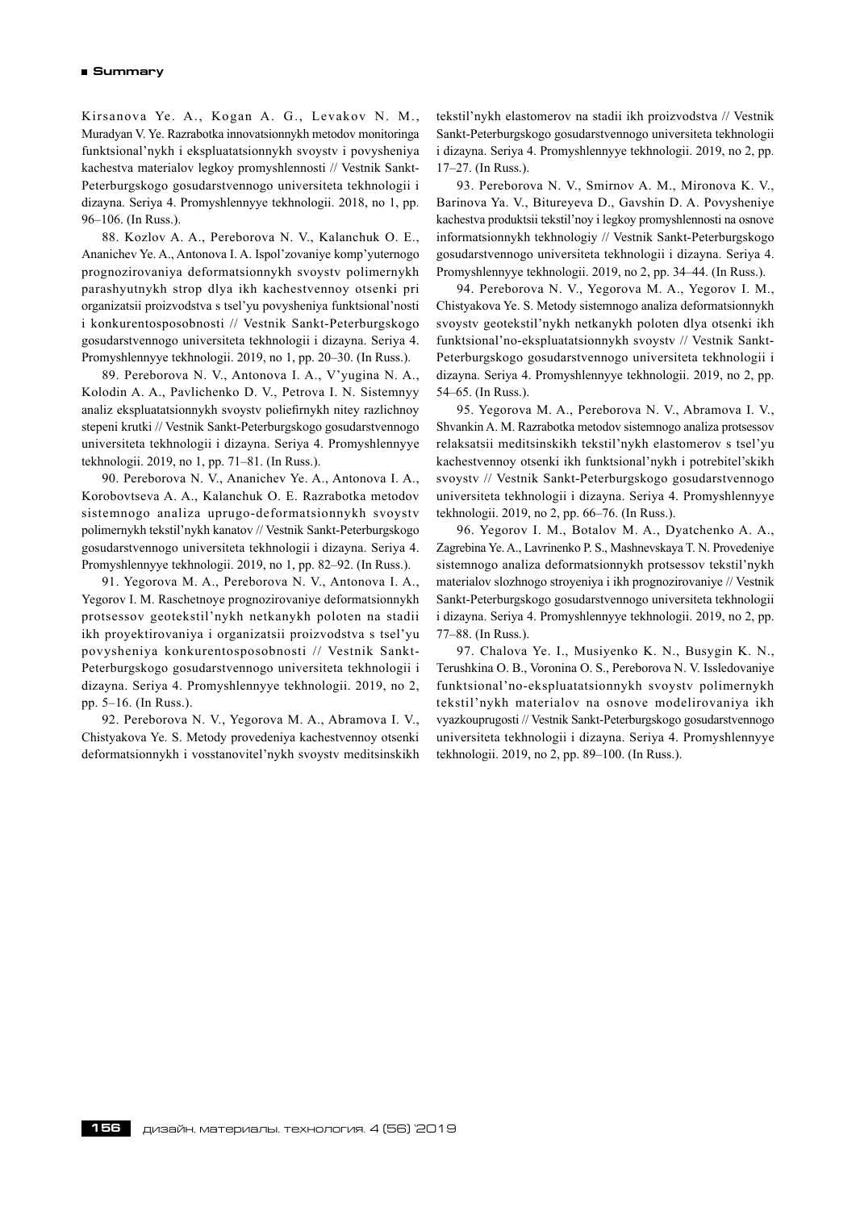Kirsanova Ye. A., Kogan A. G., Levakov N. M., Muradyan V. Ye. Razrabotka innovatsionnykh metodov monitoringa funktsional'nykh i ekspluatatsionnykh svoystv i povysheniya kachestva materialov legkoy promyshlennosti // Vestnik Sankt-Peterburgskogo gosudarstvennogo universiteta tekhnologii i dizayna. Seriya 4. Promyshlennyye tekhnologii. 2018, no 1, pp. 96–106. (In Russ.).

88. Kozlov A. A., Pereborova N. V., Kalanchuk O. E., Ananichev Ye. A., Antonova I. A. Ispol'zovaniye komp'yuternogo prognozirovaniya deformatsionnykh svoystv polimernykh parashyutnykh strop dlya ikh kachestvennoy otsenki pri organizatsii proizvodstva s tsel'yu povysheniya funktsional'nosti i konkurentosposobnosti // Vestnik Sankt-Peterburgskogo gosudarstvennogo universiteta tekhnologii i dizayna. Seriya 4. Promyshlennyye tekhnologii. 2019, no 1, pp. 20–30. (In Russ.).

89. Pereborova N. V., Antonova I. A., V'yugina N. A., Kolodin A. A., Pavlichenko D. V., Petrova I. N. Sistemnyy analiz ekspluatatsionnykh svoystv poliefirnykh nitey razlichnoy stepeni krutki // Vestnik Sankt-Peterburgskogo gosudarstvennogo universiteta tekhnologii i dizayna. Seriya 4. Promyshlennyye tekhnologii. 2019, no 1, pp. 71–81. (In Russ.).

90. Pereborova N. V., Ananichev Ye. A., Antonova I. A., Korobovtseva A. A., Kalanchuk O. E. Razrabotka metodov sistemnogo analiza uprugo-deformatsionnykh svoystv polimernykh tekstil'nykh kanatov // Vestnik Sankt-Peterburgskogo gosudarstvennogo universiteta tekhnologii i dizayna. Seriya 4. Promyshlennyye tekhnologii. 2019, no 1, pp. 82–92. (In Russ.).

91. Yegorova M. A., Pereborova N. V., Antonova I. A., Yegorov I. M. Raschetnoye prognozirovaniye deformatsionnykh protsessov geotekstil'nykh netkanykh poloten na stadii ikh proyektirovaniya i organizatsii proizvodstva s tsel'yu povysheniya konkurentosposobnosti // Vestnik Sankt-Peterburgskogo gosudarstvennogo universiteta tekhnologii i dizayna. Seriya 4. Promyshlennyye tekhnologii. 2019, no 2, pp. 5–16. (In Russ.).

92. Pereborova N. V., Yegorova M. A., Abramova I. V., Chistyakova Ye. S. Metody provedeniya kachestvennoy otsenki deformatsionnykh i vosstanovitel'nykh svoystv meditsinskikh tekstil'nykh elastomerov na stadii ikh proizvodstva // Vestnik Sankt-Peterburgskogo gosudarstvennogo universiteta tekhnologii i dizayna. Seriya 4. Promyshlennyye tekhnologii. 2019, no 2, pp. 17–27. (In Russ.).

93. Pereborova N. V., Smirnov A. M., Mironova K. V., Barinova Ya. V., Bitureyeva D., Gavshin D. A. Povysheniye kachestva produktsii tekstil'noy i legkoy promyshlennosti na osnove informatsionnykh tekhnologiy // Vestnik Sankt-Peterburgskogo gosudarstvennogo universiteta tekhnologii i dizayna. Seriya 4. Promyshlennyye tekhnologii. 2019, no 2, pp. 34–44. (In Russ.).

94. Pereborova N. V., Yegorova M. A., Yegorov I. M., Chistyakova Ye. S. Metody sistemnogo analiza deformatsionnykh svoystv geotekstil'nykh netkanykh poloten dlya otsenki ikh funktsional'no-ekspluatatsionnykh svoystv // Vestnik Sankt-Peterburgskogo gosudarstvennogo universiteta tekhnologii i dizayna. Seriya 4. Promyshlennyye tekhnologii. 2019, no 2, pp. 54–65. (In Russ.).

95. Yegorova M. A., Pereborova N. V., Abramova I. V., Shvankin A. M. Razrabotka metodov sistemnogo analiza protsessov relaksatsii meditsinskikh tekstil'nykh elastomerov s tsel'yu kachestvennoy otsenki ikh funktsional'nykh i potrebitel'skikh svoystv // Vestnik Sankt-Peterburgskogo gosudarstvennogo universiteta tekhnologii i dizayna. Seriya 4. Promyshlennyye tekhnologii. 2019, no 2, pp. 66–76. (In Russ.).

96. Yegorov I. M., Botalov M. A., Dyatchenko A. A., Zagrebina Ye. A., Lavrinenko P. S., Mashnevskaya T. N. Provedeniye sistemnogo analiza deformatsionnykh protsessov tekstil'nykh materialov slozhnogo stroyeniya i ikh prognozirovaniye // Vestnik Sankt-Peterburgskogo gosudarstvennogo universiteta tekhnologii i dizayna. Seriya 4. Promyshlennyye tekhnologii. 2019, no 2, pp. 77–88. (In Russ.).

97. Chalova Ye. I., Musiyenko K. N., Busygin K. N., Terushkina O. B., Voronina O. S., Pereborova N. V. Issledovaniye funktsional'no-ekspluatatsionnykh svoystv polimernykh tekstil'nykh materialov na osnove modelirovaniya ikh vyazkouprugosti // Vestnik Sankt-Peterburgskogo gosudarstvennogo universiteta tekhnologii i dizayna. Seriya 4. Promyshlennyye tekhnologii. 2019, no 2, pp. 89–100. (In Russ.).